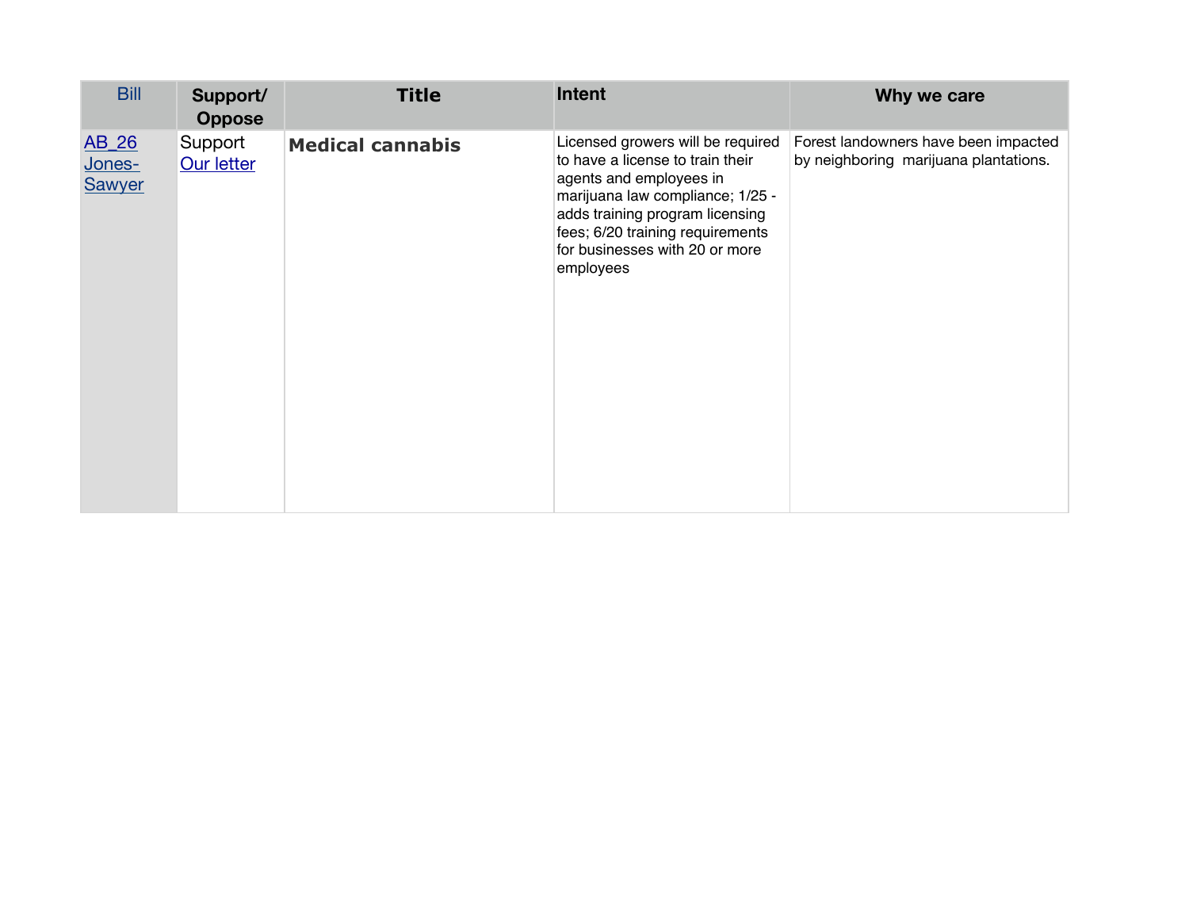| Bill | Support/ Oppose | Title | Intent | Why we care |
|---|---|---|---|---|
| AB_26 Jones-Sawyer | Support Our letter | **Medical cannabis** | Licensed growers will be required to have a license to train their agents and employees in marijuana law compliance; 1/25 - adds training program licensing fees; 6/20 training requirements for businesses with 20 or more employees | Forest landowners have been impacted by neighboring marijuana plantations. |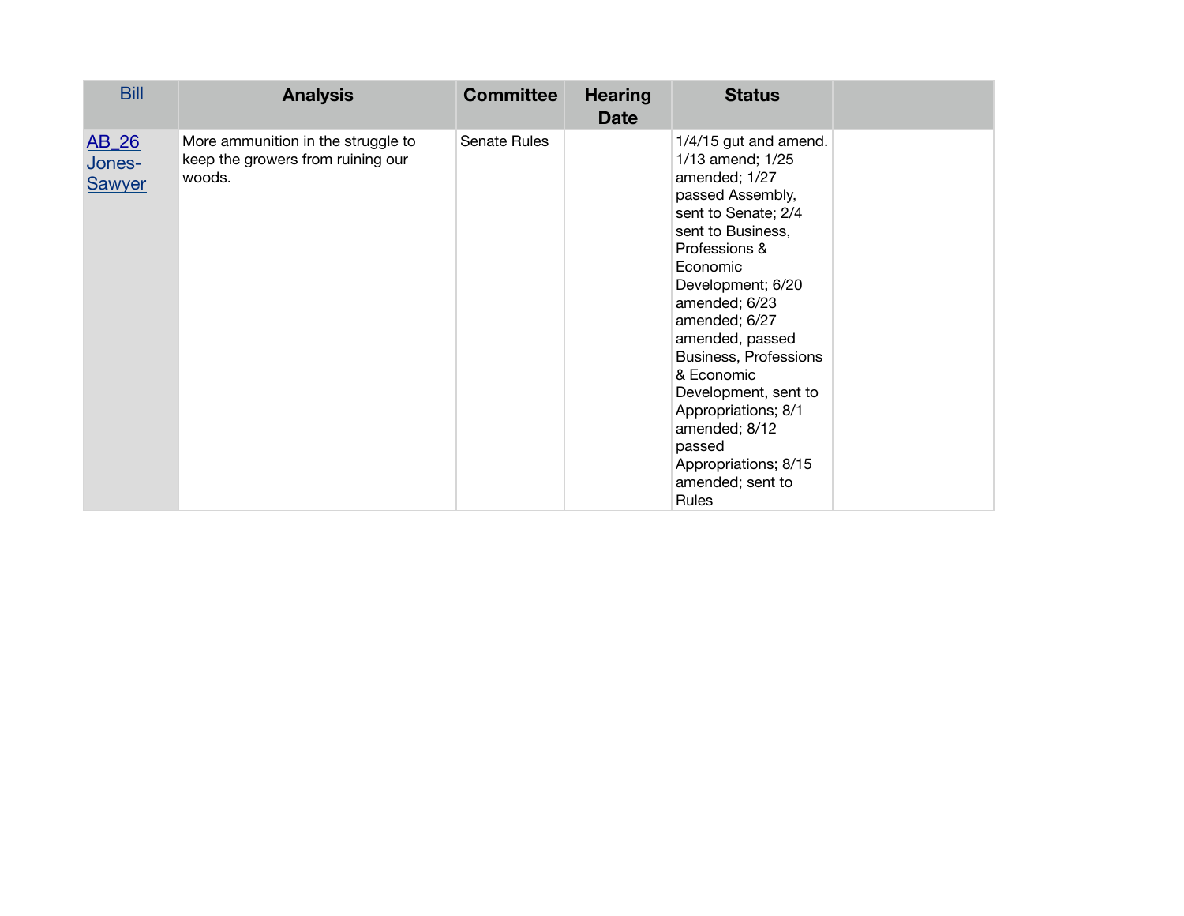| Bill | Analysis | Committee | Hearing Date | Status | |
|---|---|---|---|---|---|
| AB_26 Jones-Sawyer | More ammunition in the struggle to keep the growers from ruining our woods. | Senate Rules | | 1/4/15 gut and amend. 1/13 amend; 1/25 amended; 1/27 passed Assembly, sent to Senate; 2/4 sent to Business, Professions & Economic Development; 6/20 amended; 6/23 amended; 6/27 amended, passed Business, Professions & Economic Development, sent to Appropriations; 8/1 amended; 8/12 passed Appropriations; 8/15 amended; sent to Rules | |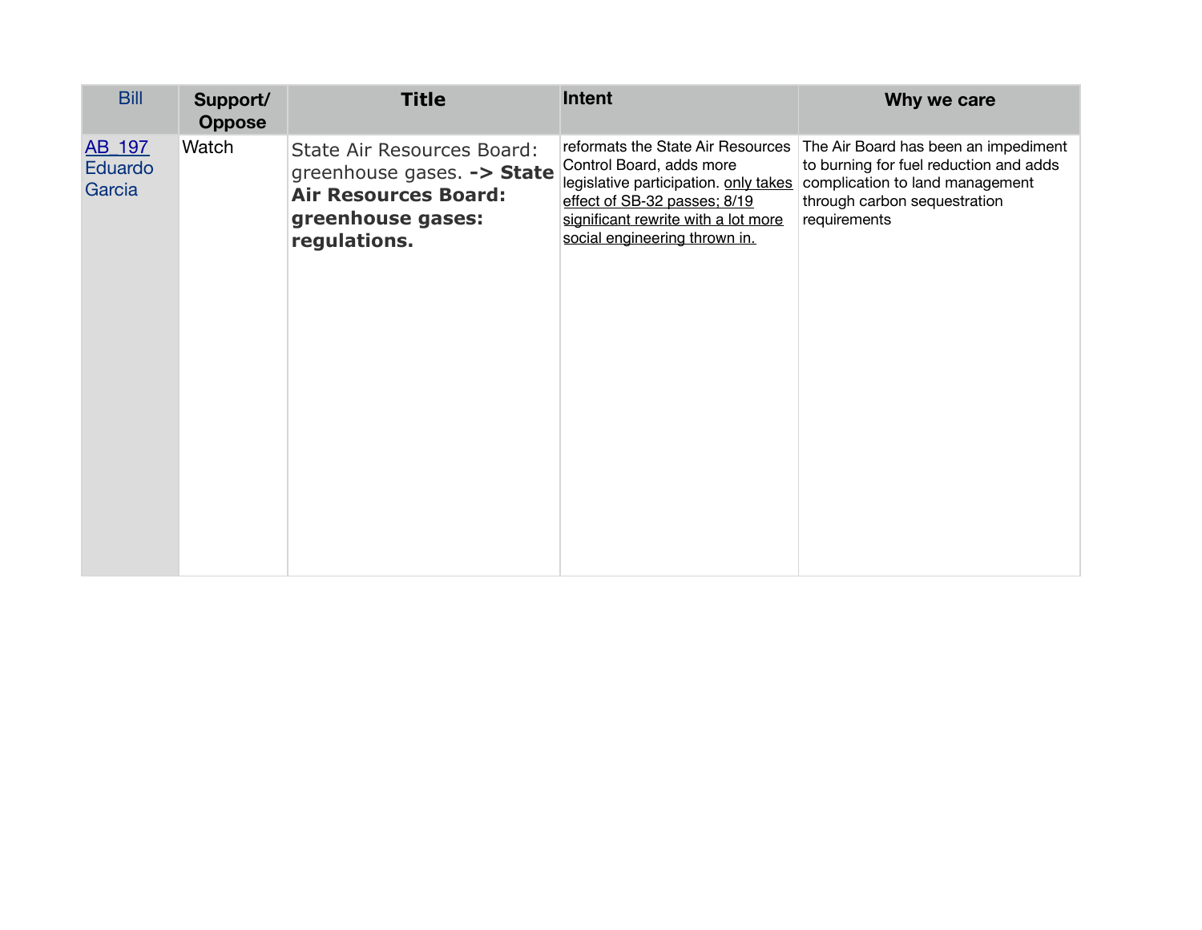| Bill | Support/ Oppose | Title | Intent | Why we care |
|---|---|---|---|---|
| [AB 197](#) Eduardo Garcia | Watch | State Air Resources Board: greenhouse gases. **-> State Air Resources Board: greenhouse gases: regulations.** | reformats the State Air Resources Control Board, adds more legislative participation. <u>only takes effect of SB-32 passes; 8/19 significant rewrite with a lot more social engineering thrown in.</u> | The Air Board has been an impediment to burning for fuel reduction and adds complication to land management through carbon sequestration requirements |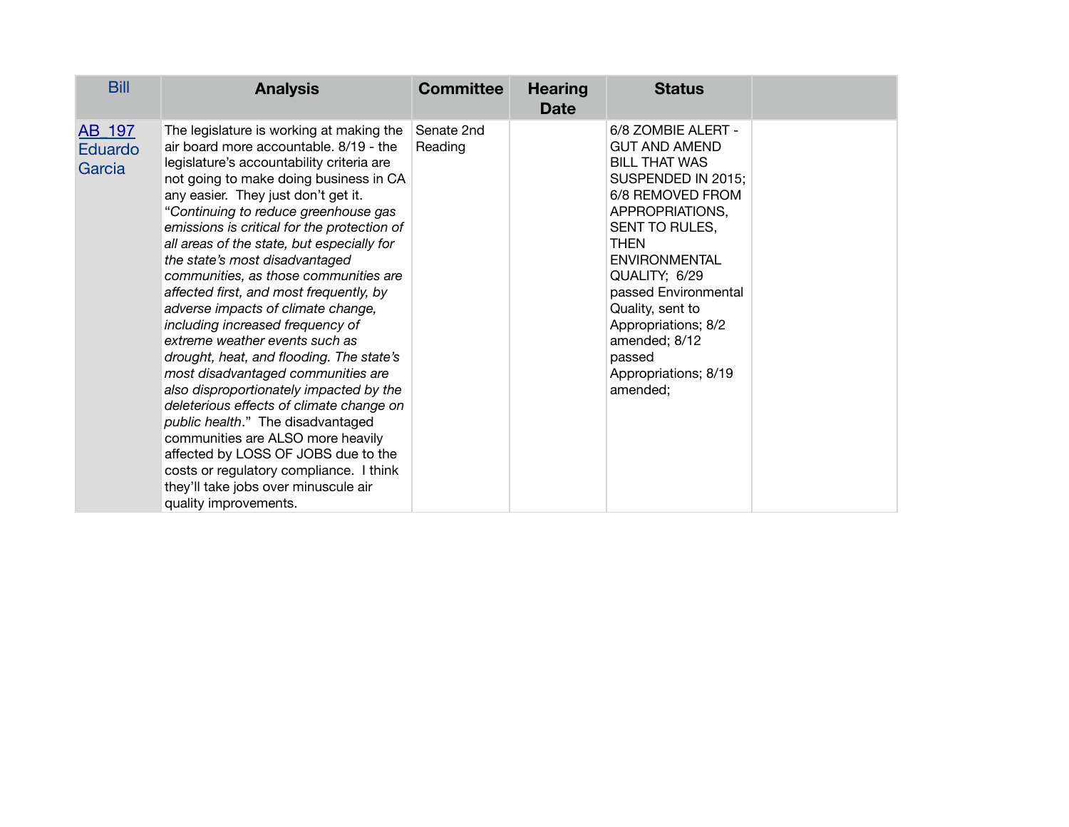| Bill | Analysis | Committee | Hearing Date | Status | |
|---|---|---|---|---|---|
| AB 197 Eduardo Garcia | The legislature is working at making the air board more accountable. 8/19 - the legislature's accountability criteria are not going to make doing business in CA any easier. They just don't get it. "*Continuing to reduce greenhouse gas emissions is critical for the protection of all areas of the state, but especially for the state's most disadvantaged communities, as those communities are affected first, and most frequently, by adverse impacts of climate change, including increased frequency of extreme weather events such as drought, heat, and flooding. The state's most disadvantaged communities are also disproportionately impacted by the deleterious effects of climate change on public health*." The disadvantaged communities are ALSO more heavily affected by LOSS OF JOBS due to the costs or regulatory compliance. I think they'll take jobs over minuscule air quality improvements. | Senate 2nd Reading | | 6/8 ZOMBIE ALERT - GUT AND AMEND BILL THAT WAS SUSPENDED IN 2015; 6/8 REMOVED FROM APPROPRIATIONS, SENT TO RULES, THEN ENVIRONMENTAL QUALITY; 6/29 passed Environmental Quality, sent to Appropriations; 8/2 amended; 8/12 passed Appropriations; 8/19 amended; | |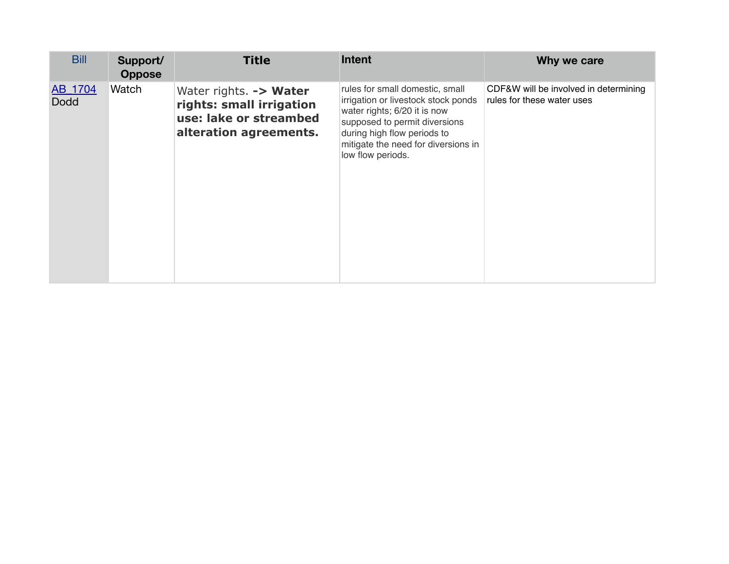| Bill | Support/ Oppose | Title | Intent | Why we care |
| --- | --- | --- | --- | --- |
| AB 1704 Dodd | Watch | Water rights. **-> Water rights: small irrigation use: lake or streambed alteration agreements.** | rules for small domestic, small irrigation or livestock stock ponds water rights; 6/20 it is now supposed to permit diversions during high flow periods to mitigate the need for diversions in low flow periods. | CDF&W will be involved in determining rules for these water uses |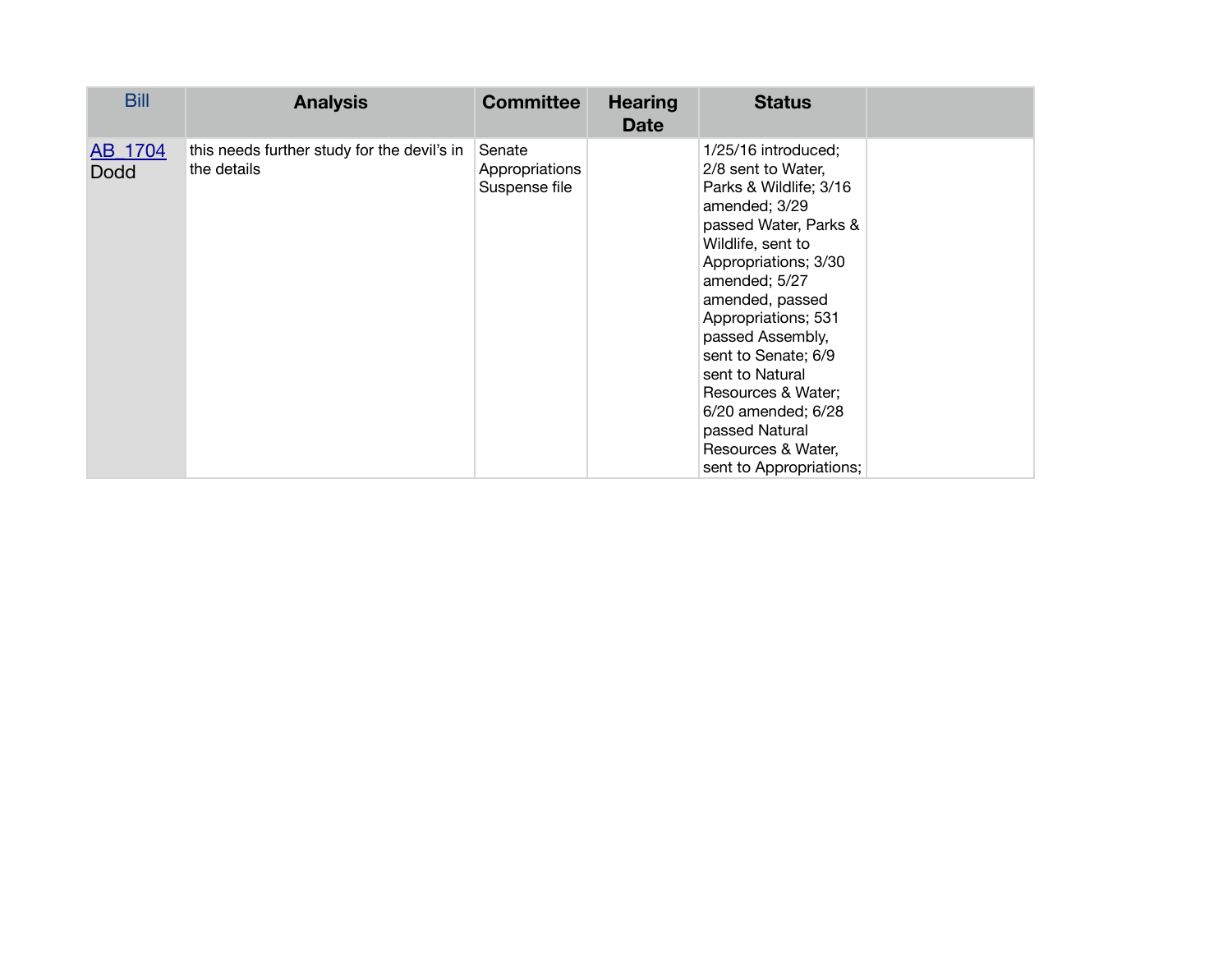| Bill | Analysis | Committee | Hearing Date | Status | |
|---|---|---|---|---|---|
| AB_1704 Dodd | this needs further study for the devil's in the details | Senate Appropriations Suspense file | | 1/25/16 introduced; 2/8 sent to Water, Parks & Wildlife; 3/16 amended; 3/29 passed Water, Parks & Wildlife, sent to Appropriations; 3/30 amended; 5/27 amended, passed Appropriations; 531 passed Assembly, sent to Senate; 6/9 sent to Natural Resources & Water; 6/20 amended; 6/28 passed Natural Resources & Water, sent to Appropriations; | |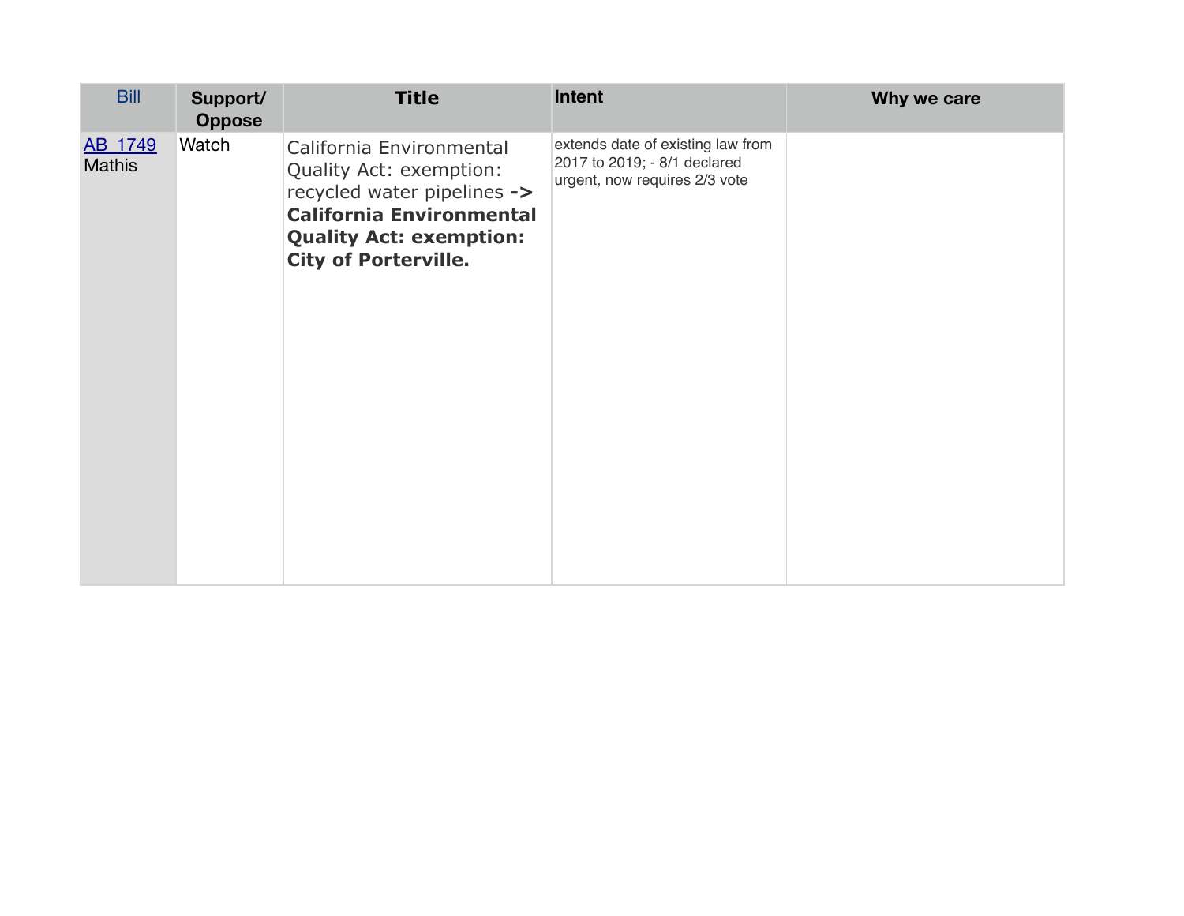| Bill | Support/ Oppose | Title | Intent | Why we care |
|---|---|---|---|---|
| AB 1749 Mathis | Watch | California Environmental Quality Act: exemption: recycled water pipelines **-> California Environmental Quality Act: exemption: City of Porterville.** | extends date of existing law from 2017 to 2019; - 8/1 declared urgent, now requires 2/3 vote | |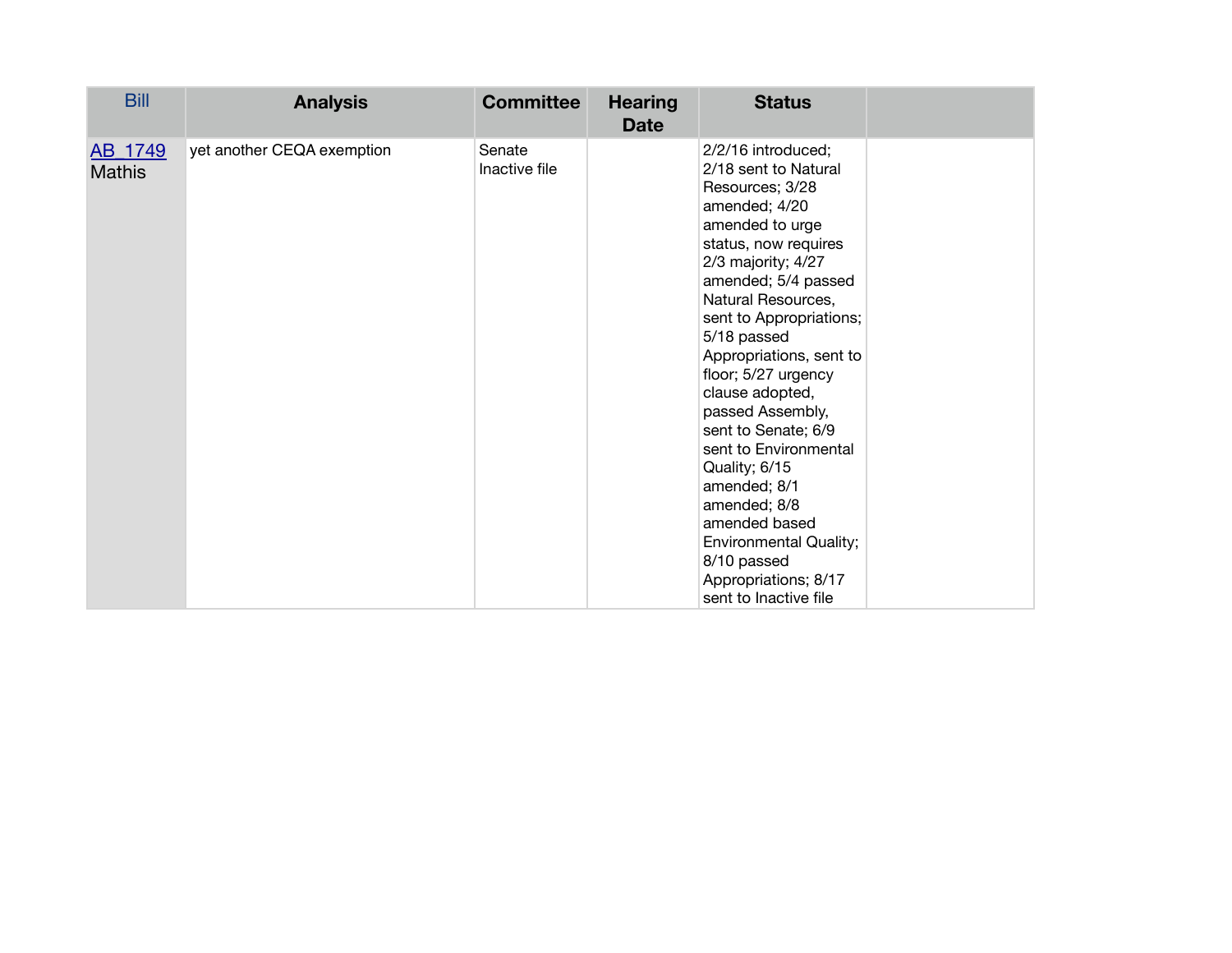| Bill | Analysis | Committee | Hearing Date | Status | |
|---|---|---|---|---|---|
| AB 1749 Mathis | yet another CEQA exemption | Senate Inactive file | | 2/2/16 introduced; 2/18 sent to Natural Resources; 3/28 amended; 4/20 amended to urge status, now requires 2/3 majority; 4/27 amended; 5/4 passed Natural Resources, sent to Appropriations; 5/18 passed Appropriations, sent to floor; 5/27 urgency clause adopted, passed Assembly, sent to Senate; 6/9 sent to Environmental Quality; 6/15 amended; 8/1 amended; 8/8 amended based Environmental Quality; 8/10 passed Appropriations; 8/17 sent to Inactive file | |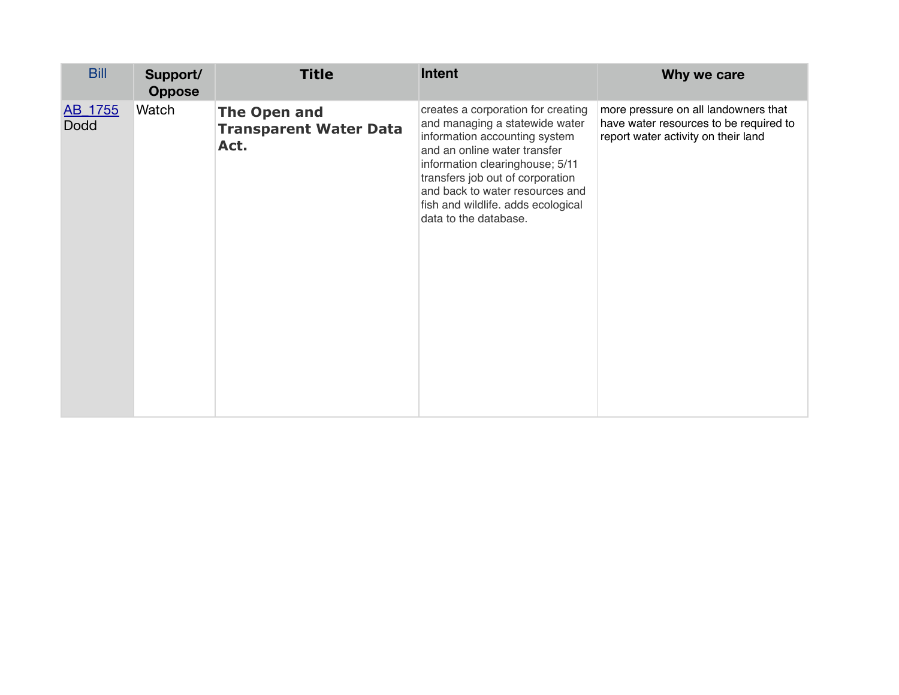| Bill | Support/ Oppose | Title | Intent | Why we care |
|---|---|---|---|---|
| AB 1755 Dodd | Watch | **The Open and Transparent Water Data Act.** | creates a corporation for creating and managing a statewide water information accounting system and an online water transfer information clearinghouse; 5/11 transfers job out of corporation and back to water resources and fish and wildlife. adds ecological data to the database. | more pressure on all landowners that have water resources to be required to report water activity on their land |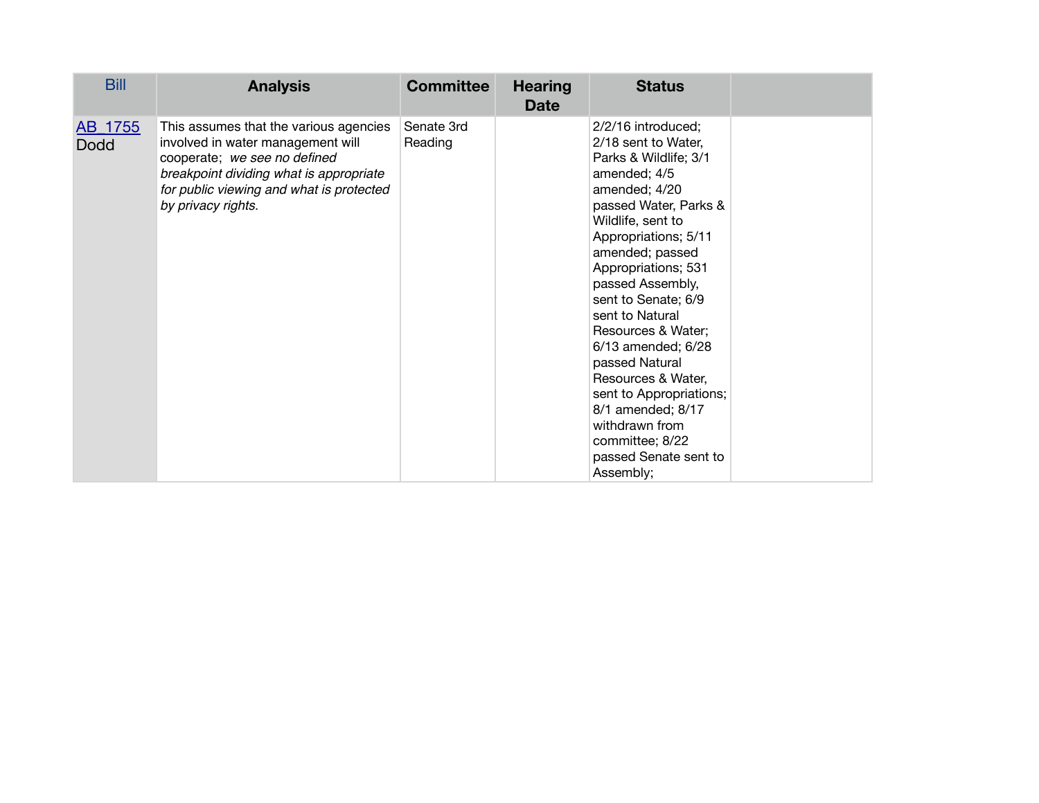| Bill | Analysis | Committee | Hearing Date | Status | |
|---|---|---|---|---|---|
| AB_1755 Dodd | This assumes that the various agencies involved in water management will cooperate; *we see no defined breakpoint dividing what is appropriate for public viewing and what is protected by privacy rights.* | Senate 3rd Reading | | 2/2/16 introduced; 2/18 sent to Water, Parks & Wildlife; 3/1 amended; 4/5 amended; 4/20 passed Water, Parks & Wildlife, sent to Appropriations; 5/11 amended; passed Appropriations; 531 passed Assembly, sent to Senate; 6/9 sent to Natural Resources & Water; 6/13 amended; 6/28 passed Natural Resources & Water, sent to Appropriations; 8/1 amended; 8/17 withdrawn from committee; 8/22 passed Senate sent to Assembly; | |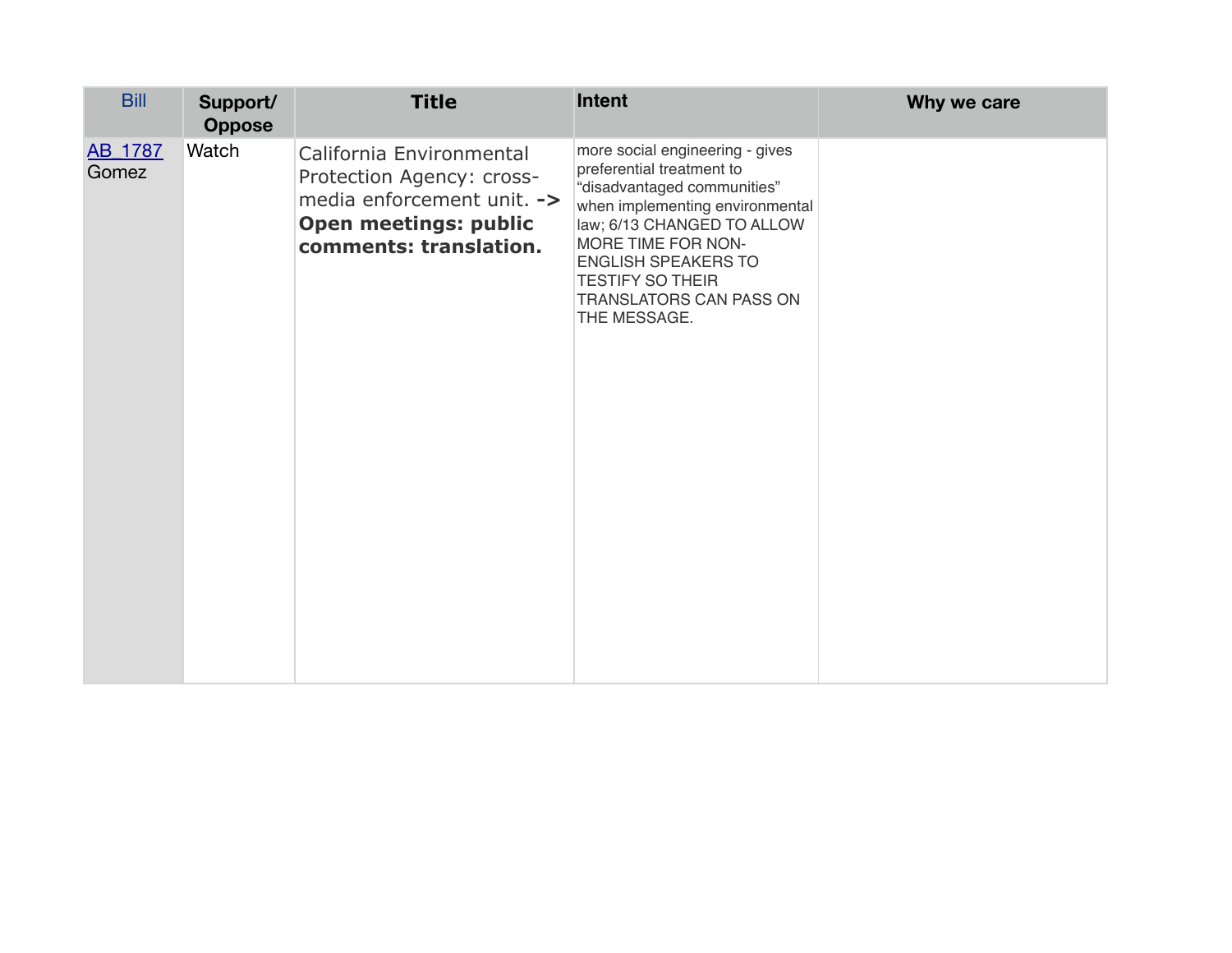| Bill | Support/ Oppose | Title | Intent | Why we care |
|---|---|---|---|---|
| AB 1787 Gomez | Watch | California Environmental Protection Agency: cross-media enforcement unit. **-> Open meetings: public comments: translation.** | more social engineering - gives preferential treatment to “disadvantaged communities” when implementing environmental law; 6/13 CHANGED TO ALLOW MORE TIME FOR NON-ENGLISH SPEAKERS TO TESTIFY SO THEIR TRANSLATORS CAN PASS ON THE MESSAGE. | |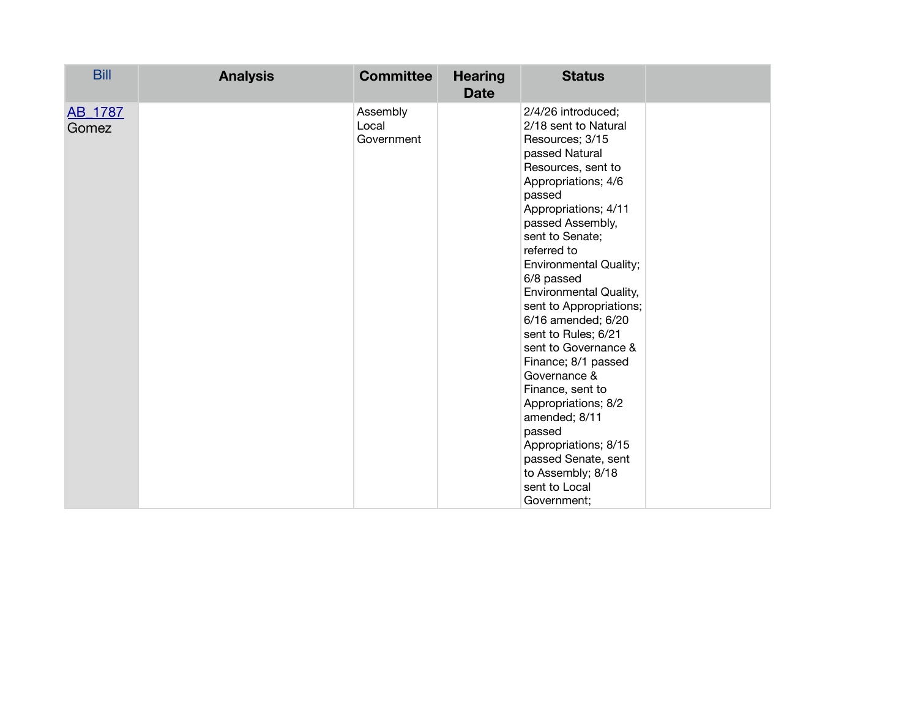| Bill | Analysis | Committee | Hearing Date | Status | |
|---|---|---|---|---|---|
| AB_1787 Gomez | | Assembly Local Government | | 2/4/26 introduced; 2/18 sent to Natural Resources; 3/15 passed Natural Resources, sent to Appropriations; 4/6 passed Appropriations; 4/11 passed Assembly, sent to Senate; referred to Environmental Quality; 6/8 passed Environmental Quality, sent to Appropriations; 6/16 amended; 6/20 sent to Rules; 6/21 sent to Governance & Finance; 8/1 passed Governance & Finance, sent to Appropriations; 8/2 amended; 8/11 passed Appropriations; 8/15 passed Senate, sent to Assembly; 8/18 sent to Local Government; | |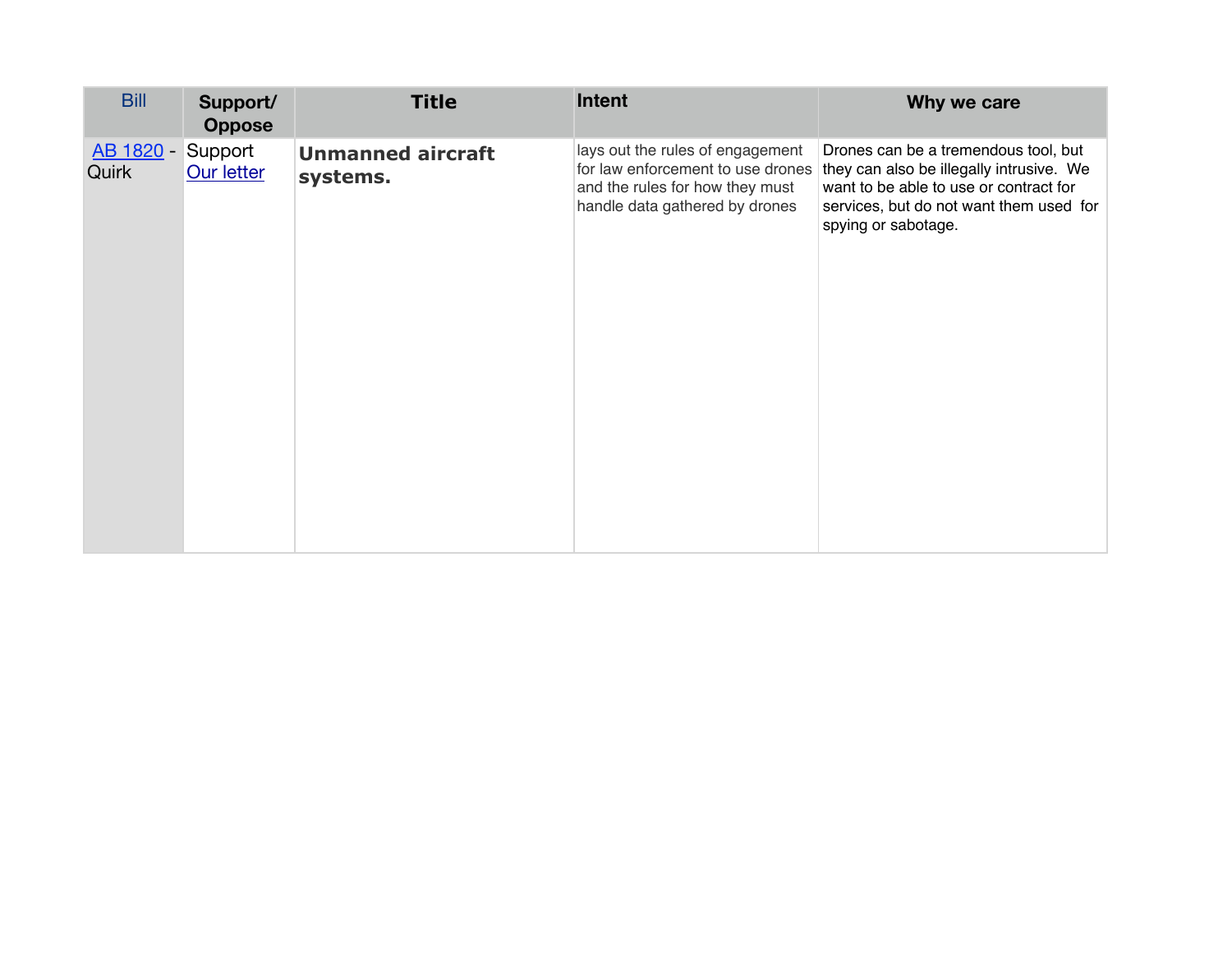| Bill | Support/ Oppose | Title | Intent | Why we care |
| --- | --- | --- | --- | --- |
| AB 1820 - Quirk | Support Our letter | **Unmanned aircraft systems.** | lays out the rules of engagement for law enforcement to use drones and the rules for how they must handle data gathered by drones | Drones can be a tremendous tool, but they can also be illegally intrusive. We want to be able to use or contract for services, but do not want them used for spying or sabotage. |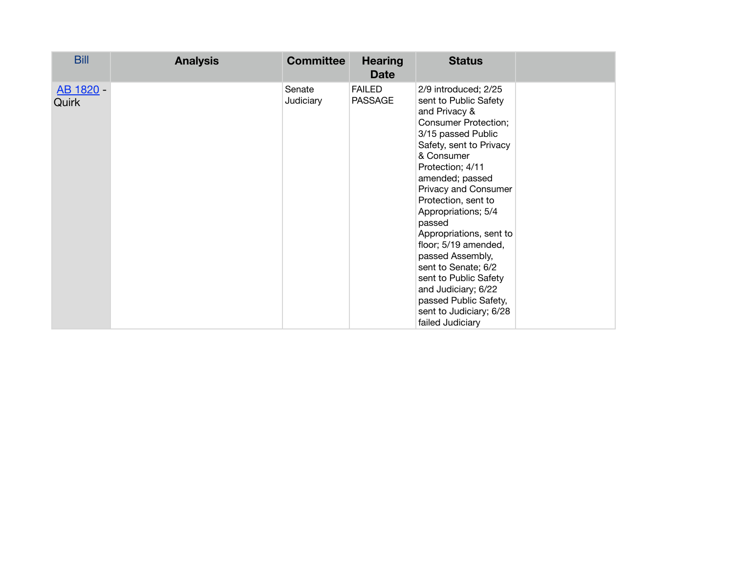| Bill | Analysis | Committee | Hearing Date | Status | |
|---|---|---|---|---|---|
| AB 1820 - Quirk | | Senate Judiciary | FAILED PASSAGE | 2/9 introduced; 2/25 sent to Public Safety and Privacy & Consumer Protection; 3/15 passed Public Safety, sent to Privacy & Consumer Protection; 4/11 amended; passed Privacy and Consumer Protection, sent to Appropriations; 5/4 passed Appropriations, sent to floor; 5/19 amended, passed Assembly, sent to Senate; 6/2 sent to Public Safety and Judiciary; 6/22 passed Public Safety, sent to Judiciary; 6/28 failed Judiciary | |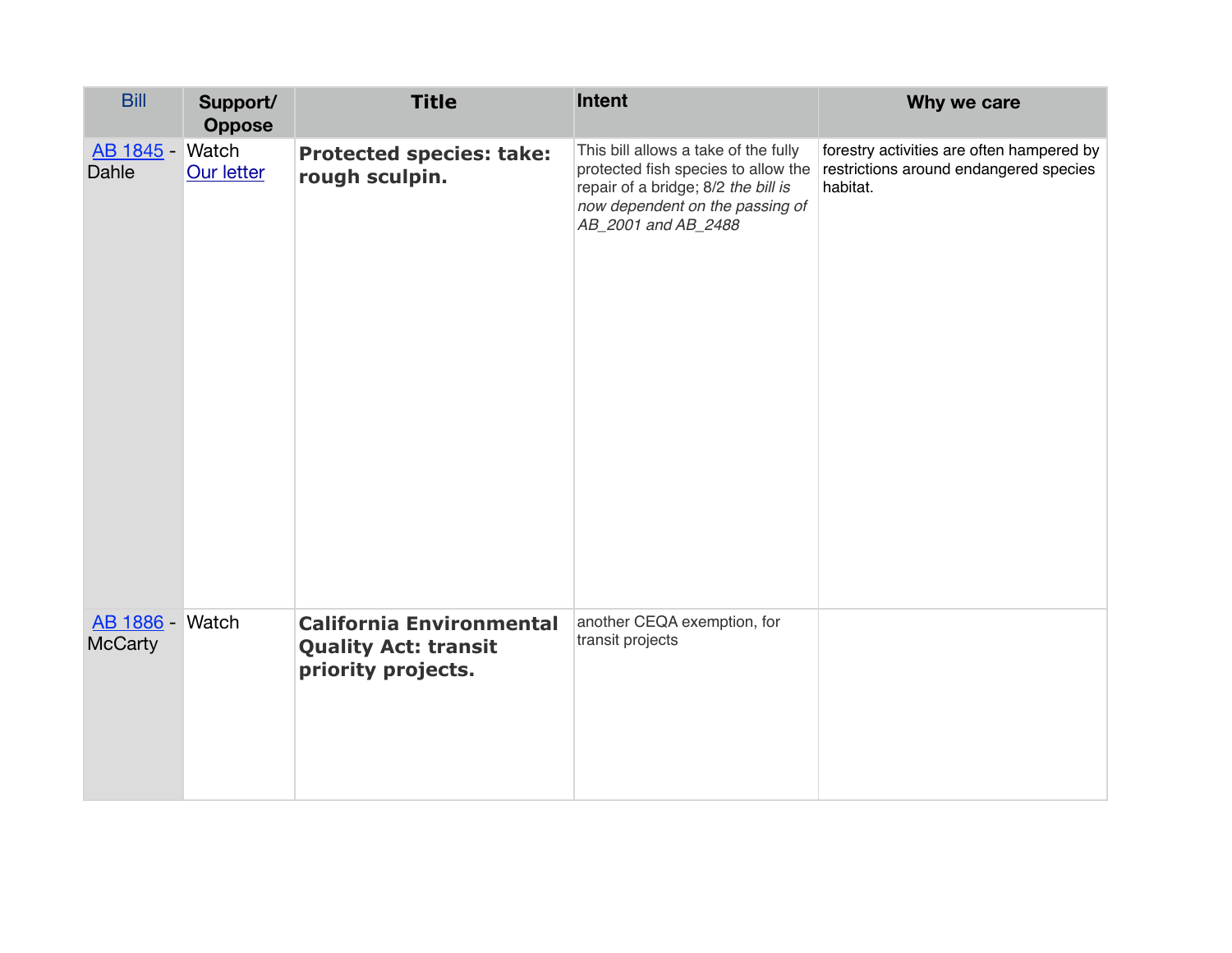| Bill | Support/ Oppose | Title | Intent | Why we care |
|---|---|---|---|---|
| AB 1845 - Dahle | Watch Our letter | **Protected species: take: rough sculpin.** | This bill allows a take of the fully protected fish species to allow the repair of a bridge; 8/2 *the bill is now dependent on the passing of AB_2001 and AB_2488* | forestry activities are often hampered by restrictions around endangered species habitat. |
| AB 1886 - McCarty | Watch | **California Environmental Quality Act: transit priority projects.** | another CEQA exemption, for transit projects | |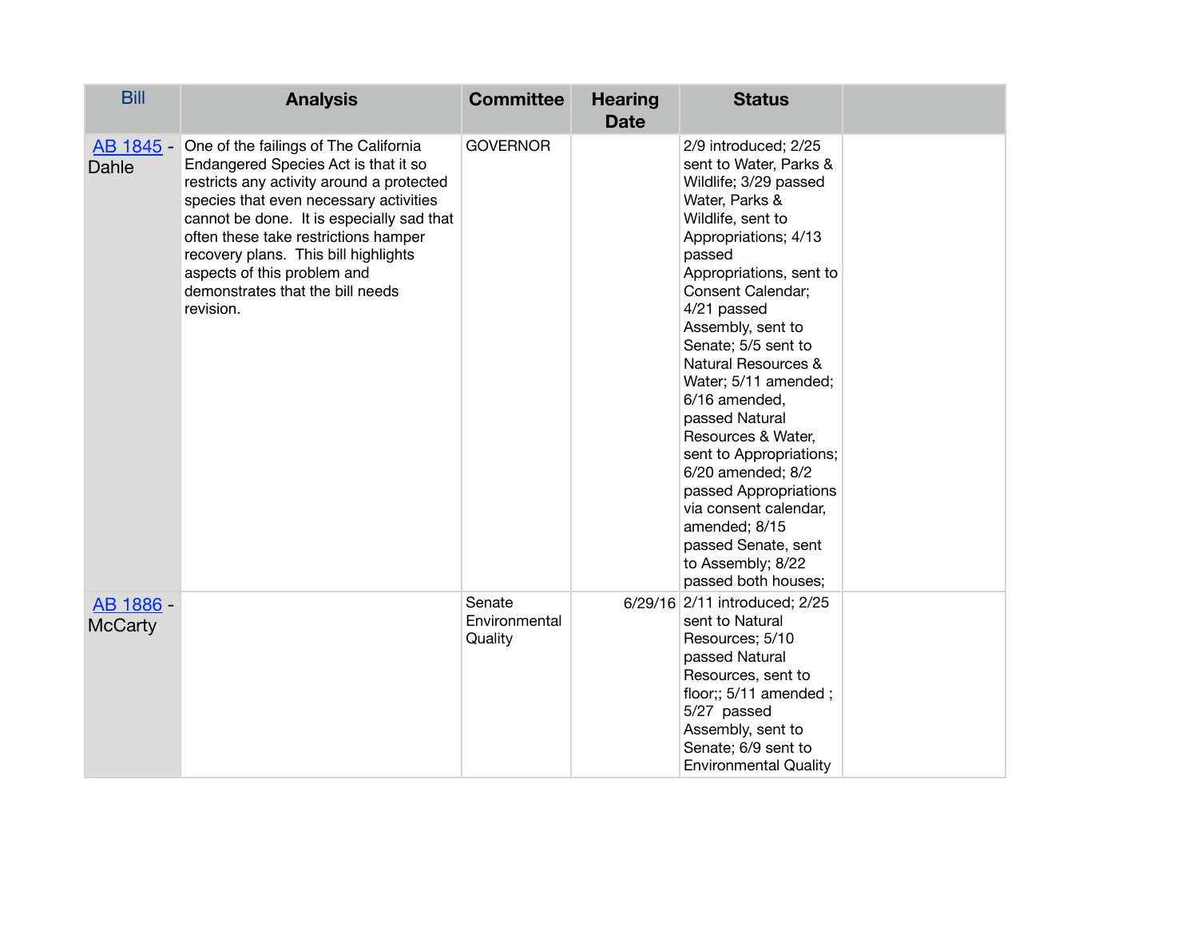| Bill | Analysis | Committee | Hearing Date | Status | |
|---|---|---|---|---|---|
| AB 1845 - Dahle | One of the failings of The California Endangered Species Act is that it so restricts any activity around a protected species that even necessary activities cannot be done. It is especially sad that often these take restrictions hamper recovery plans. This bill highlights aspects of this problem and demonstrates that the bill needs revision. | GOVERNOR | | 2/9 introduced; 2/25 sent to Water, Parks & Wildlife; 3/29 passed Water, Parks & Wildlife, sent to Appropriations; 4/13 passed Appropriations, sent to Consent Calendar; 4/21 passed Assembly, sent to Senate; 5/5 sent to Natural Resources & Water; 5/11 amended; 6/16 amended, passed Natural Resources & Water, sent to Appropriations; 6/20 amended; 8/2 passed Appropriations via consent calendar, amended; 8/15 passed Senate, sent to Assembly; 8/22 passed both houses; | |
| AB 1886 - McCarty | | Senate Environmental Quality | 6/29/16 | 2/11 introduced; 2/25 sent to Natural Resources; 5/10 passed Natural Resources, sent to floor;; 5/11 amended ; 5/27 passed Assembly, sent to Senate; 6/9 sent to Environmental Quality | |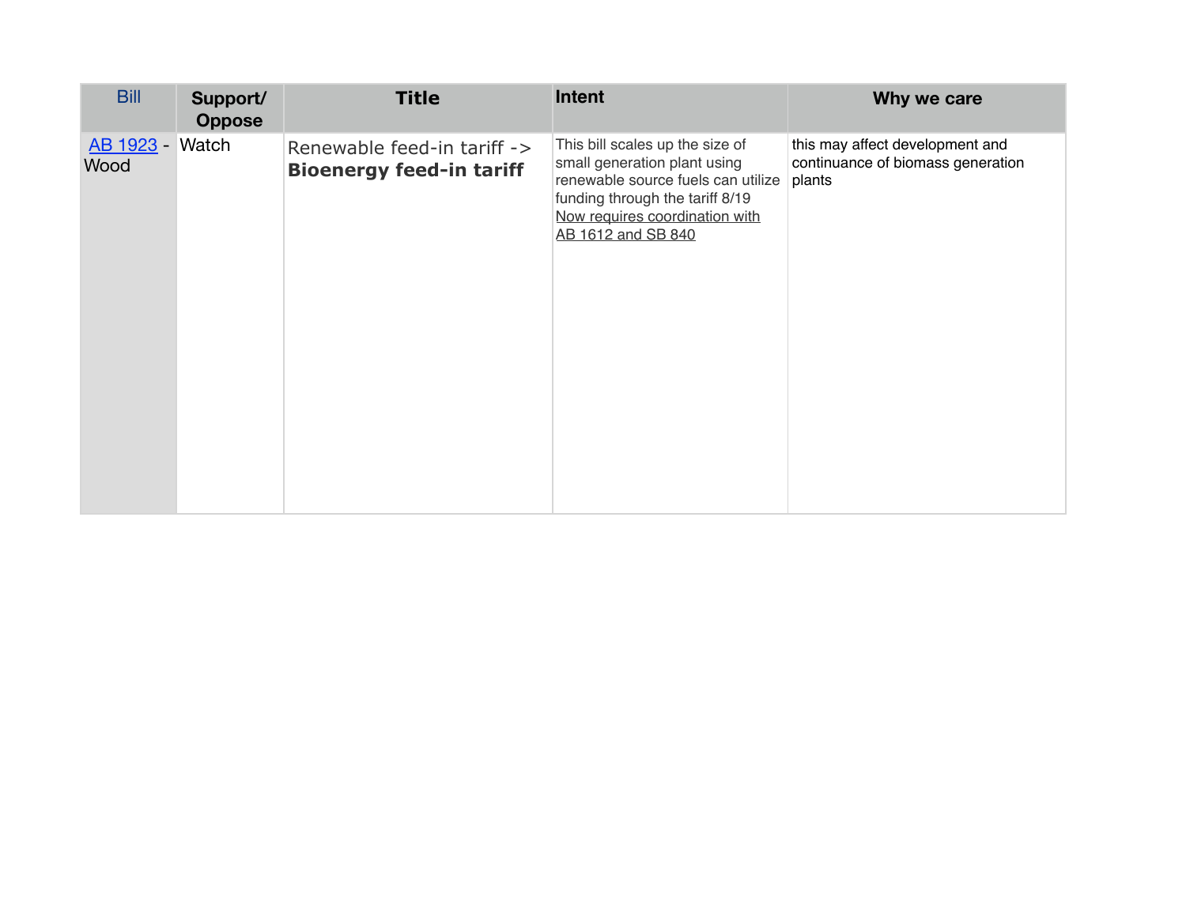| Bill | Support/ Oppose | Title | Intent | Why we care |
|---|---|---|---|---|
| AB 1923 - Wood | Watch | Renewable feed-in tariff -> **Bioenergy feed-in tariff** | This bill scales up the size of small generation plant using renewable source fuels can utilize funding through the tariff 8/19 Now requires coordination with AB 1612 and SB 840 | this may affect development and continuance of biomass generation plants |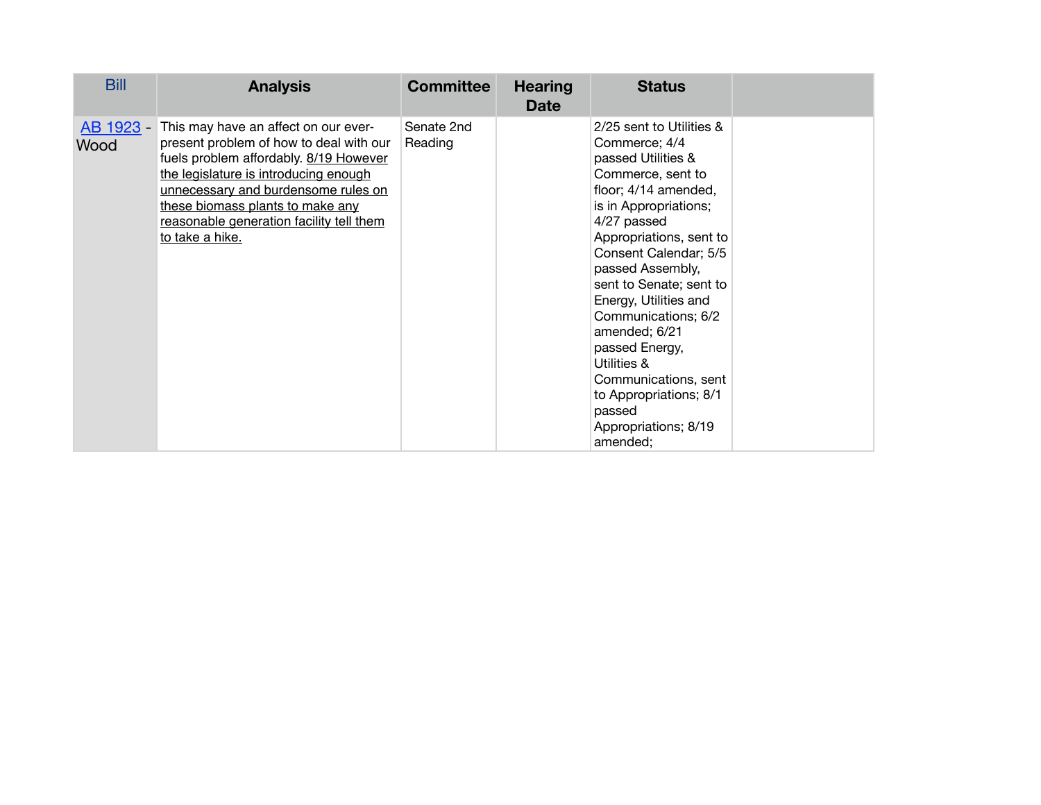| Bill | Analysis | Committee | Hearing Date | Status | |
|---|---|---|---|---|---|
| AB 1923 - Wood | This may have an affect on our ever-present problem of how to deal with our fuels problem affordably. 8/19 However the legislature is introducing enough unnecessary and burdensome rules on these biomass plants to make any reasonable generation facility tell them to take a hike. | Senate 2nd Reading | | 2/25 sent to Utilities & Commerce; 4/4 passed Utilities & Commerce, sent to floor; 4/14 amended, is in Appropriations; 4/27 passed Appropriations, sent to Consent Calendar; 5/5 passed Assembly, sent to Senate; sent to Energy, Utilities and Communications; 6/2 amended; 6/21 passed Energy, Utilities & Communications, sent to Appropriations; 8/1 passed Appropriations; 8/19 amended; | |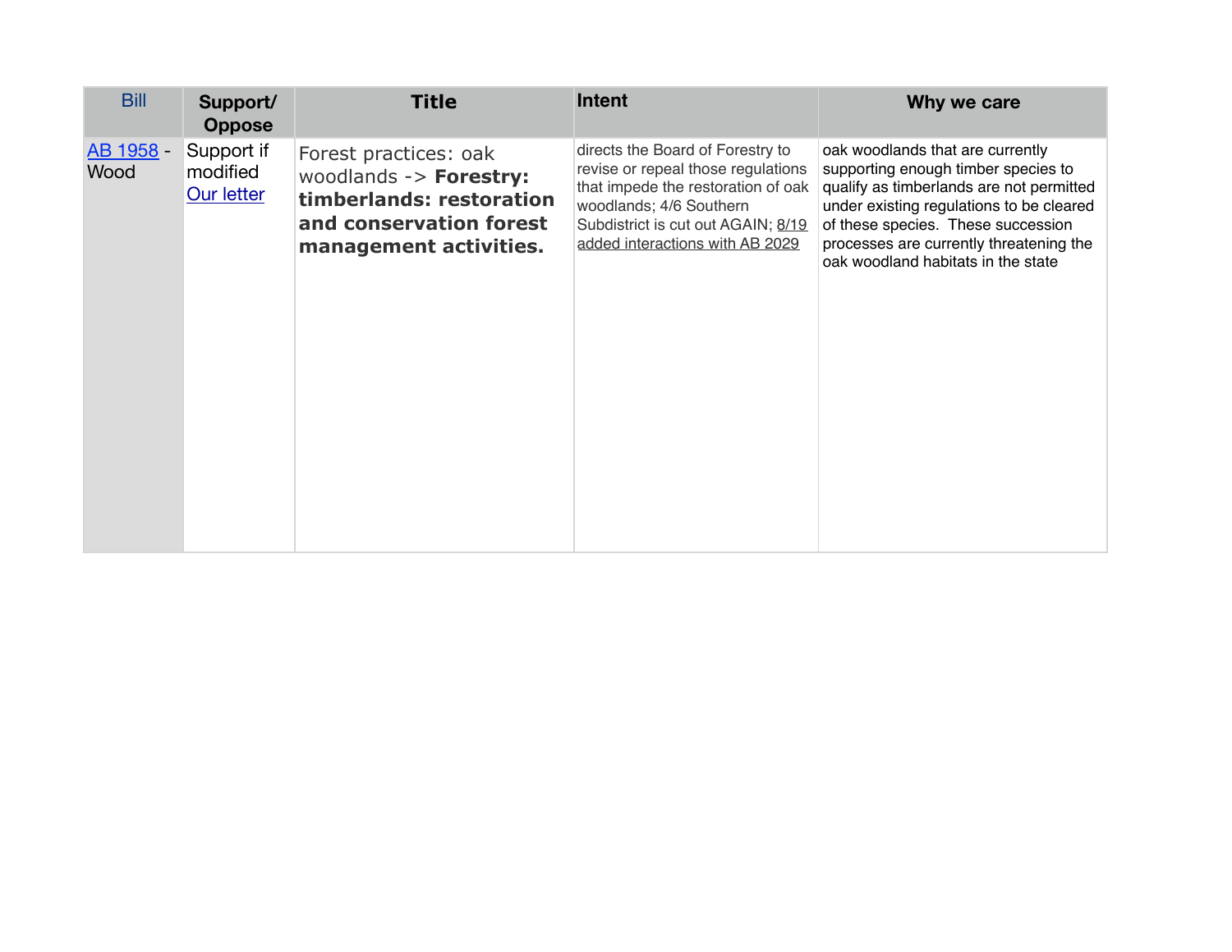| Bill | Support/ Oppose | Title | Intent | Why we care |
|---|---|---|---|---|
| AB 1958 - Wood | Support if modified Our letter | Forest practices: oak woodlands -> **Forestry: timberlands: restoration and conservation forest management activities.** | directs the Board of Forestry to revise or repeal those regulations that impede the restoration of oak woodlands; 4/6 Southern Subdistrict is cut out AGAIN; 8/19 added interactions with AB 2029 | oak woodlands that are currently supporting enough timber species to qualify as timberlands are not permitted under existing regulations to be cleared of these species. These succession processes are currently threatening the oak woodland habitats in the state |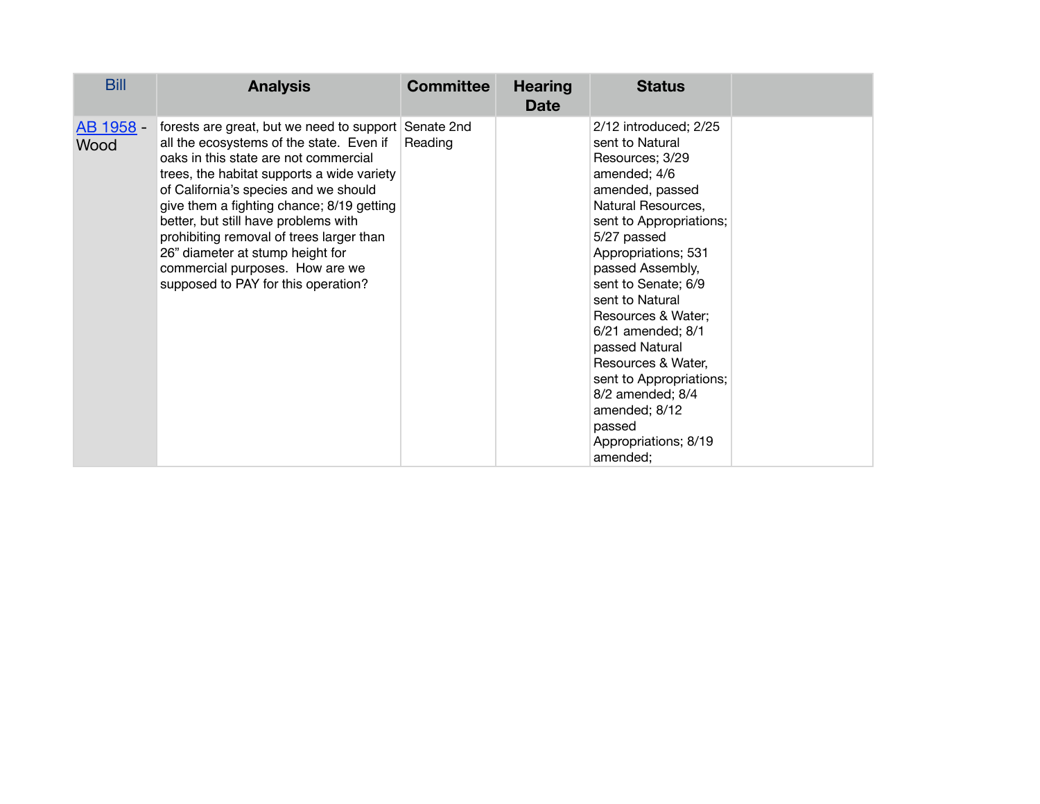| Bill | Analysis | Committee | Hearing Date | Status | |
|---|---|---|---|---|---|
| AB 1958 - Wood | forests are great, but we need to support all the ecosystems of the state. Even if oaks in this state are not commercial trees, the habitat supports a wide variety of California's species and we should give them a fighting chance; 8/19 getting better, but still have problems with prohibiting removal of trees larger than 26" diameter at stump height for commercial purposes. How are we supposed to PAY for this operation? | Senate 2nd Reading | | 2/12 introduced; 2/25 sent to Natural Resources; 3/29 amended; 4/6 amended, passed Natural Resources, sent to Appropriations; 5/27 passed Appropriations; 531 passed Assembly, sent to Senate; 6/9 sent to Natural Resources & Water; 6/21 amended; 8/1 passed Natural Resources & Water, sent to Appropriations; 8/2 amended; 8/4 amended; 8/12 passed Appropriations; 8/19 amended; | |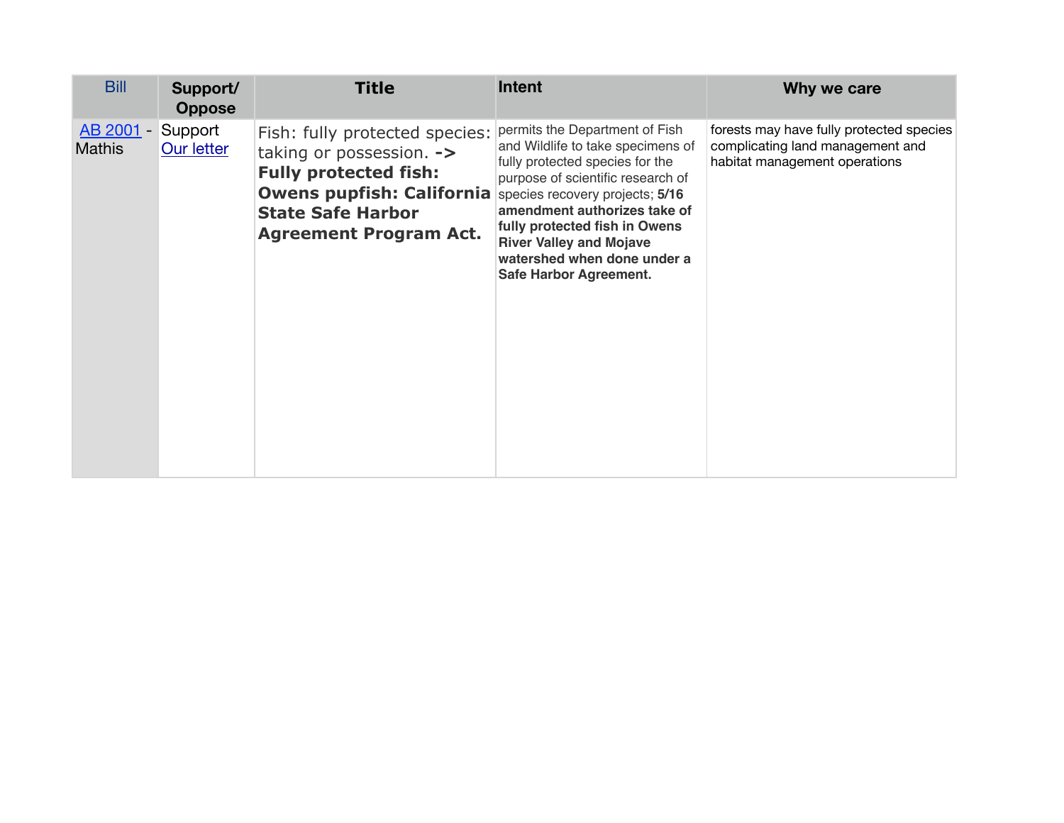| Bill | Support/ Oppose | Title | Intent | Why we care |
|---|---|---|---|---|
| AB 2001 - Mathis | Support Our letter | Fish: fully protected species: taking or possession. **-> Fully protected fish: Owens pupfish: California State Safe Harbor Agreement Program Act.** | permits the Department of Fish and Wildlife to take specimens of fully protected species for the purpose of scientific research of species recovery projects; **5/16 amendment authorizes take of fully protected fish in Owens River Valley and Mojave watershed when done under a Safe Harbor Agreement.** | forests may have fully protected species complicating land management and habitat management operations |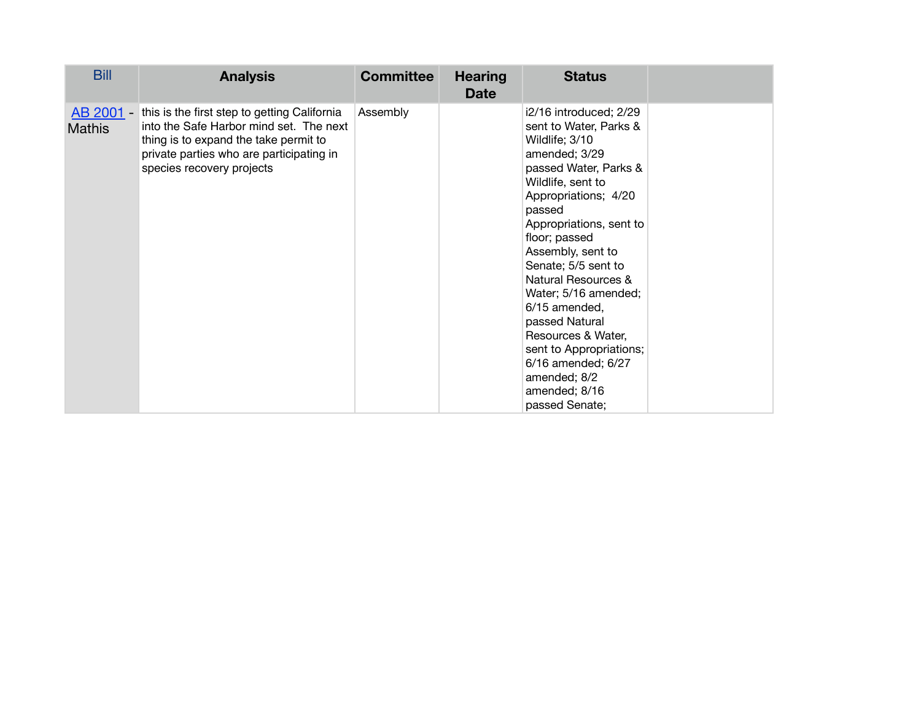| Bill | Analysis | Committee | Hearing Date | Status | |
|---|---|---|---|---|---|
| AB 2001 - Mathis | this is the first step to getting California into the Safe Harbor mind set. The next thing is to expand the take permit to private parties who are participating in species recovery projects | Assembly | | i2/16 introduced; 2/29 sent to Water, Parks & Wildlife; 3/10 amended; 3/29 passed Water, Parks & Wildlife, sent to Appropriations; 4/20 passed Appropriations, sent to floor; passed Assembly, sent to Senate; 5/5 sent to Natural Resources & Water; 5/16 amended; 6/15 amended, passed Natural Resources & Water, sent to Appropriations; 6/16 amended; 6/27 amended; 8/2 amended; 8/16 passed Senate; | |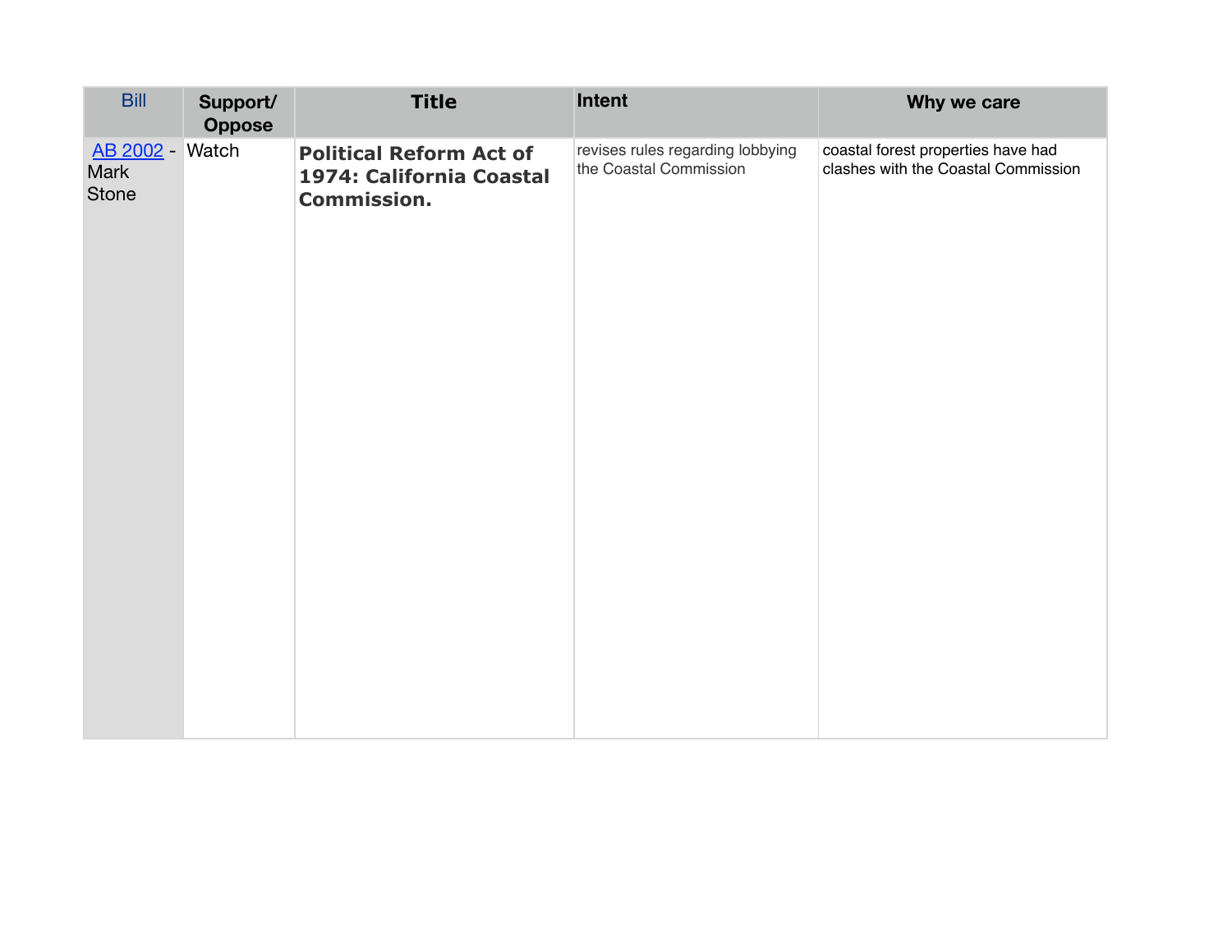| Bill | Support/ Oppose | Title | Intent | Why we care |
|---|---|---|---|---|
| AB 2002 - Mark Stone | Watch | **Political Reform Act of 1974: California Coastal Commission.** | revises rules regarding lobbying the Coastal Commission | coastal forest properties have had clashes with the Coastal Commission |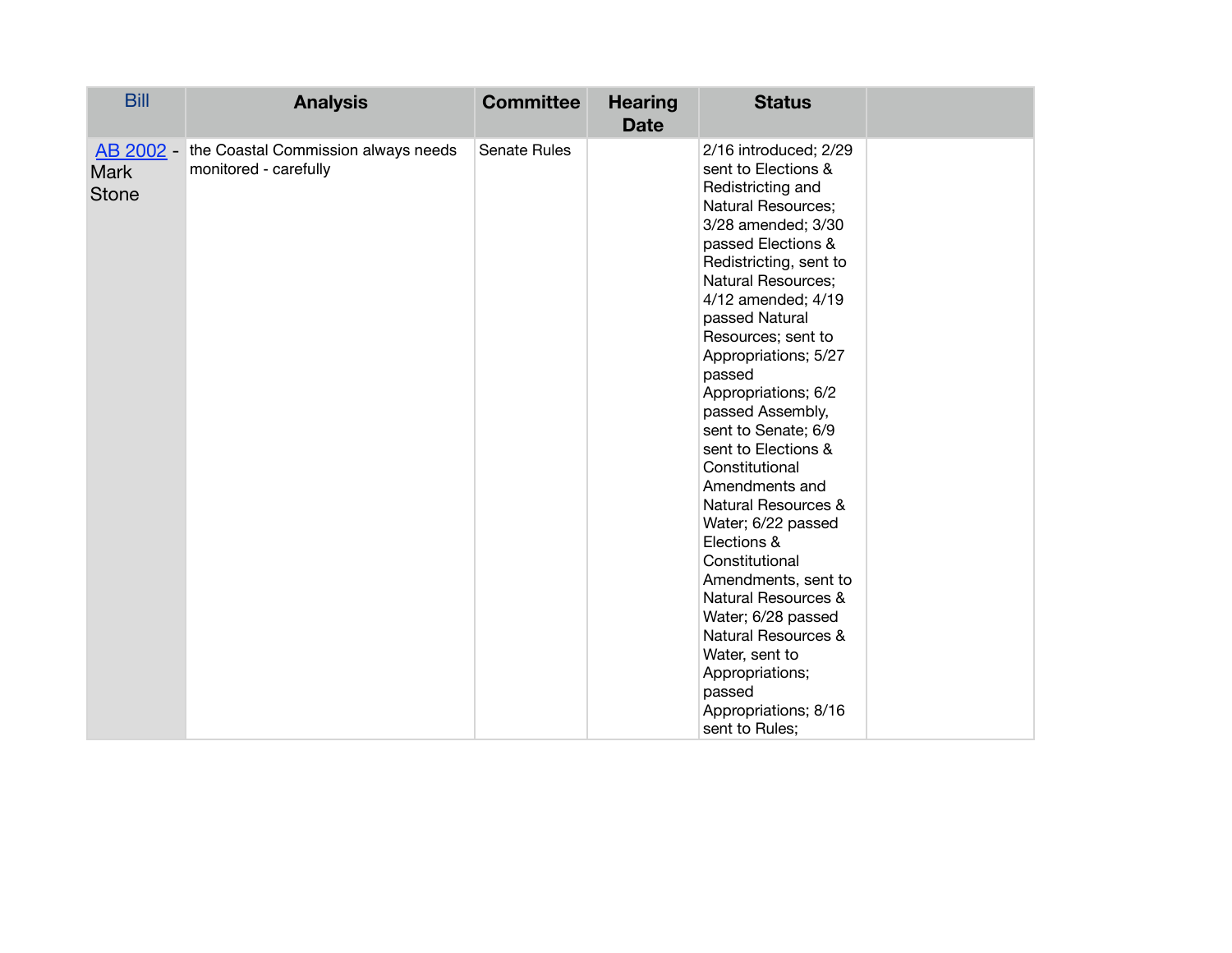| Bill | Analysis | Committee | Hearing Date | Status | |
|---|---|---|---|---|---|
| AB 2002 - Mark Stone | the Coastal Commission always needs monitored - carefully | Senate Rules | | 2/16 introduced; 2/29 sent to Elections & Redistricting and Natural Resources; 3/28 amended; 3/30 passed Elections & Redistricting, sent to Natural Resources; 4/12 amended; 4/19 passed Natural Resources; sent to Appropriations; 5/27 passed Appropriations; 6/2 passed Assembly, sent to Senate; 6/9 sent to Elections & Constitutional Amendments and Natural Resources & Water; 6/22 passed Elections & Constitutional Amendments, sent to Natural Resources & Water; 6/28 passed Natural Resources & Water, sent to Appropriations; passed Appropriations; 8/16 sent to Rules; | |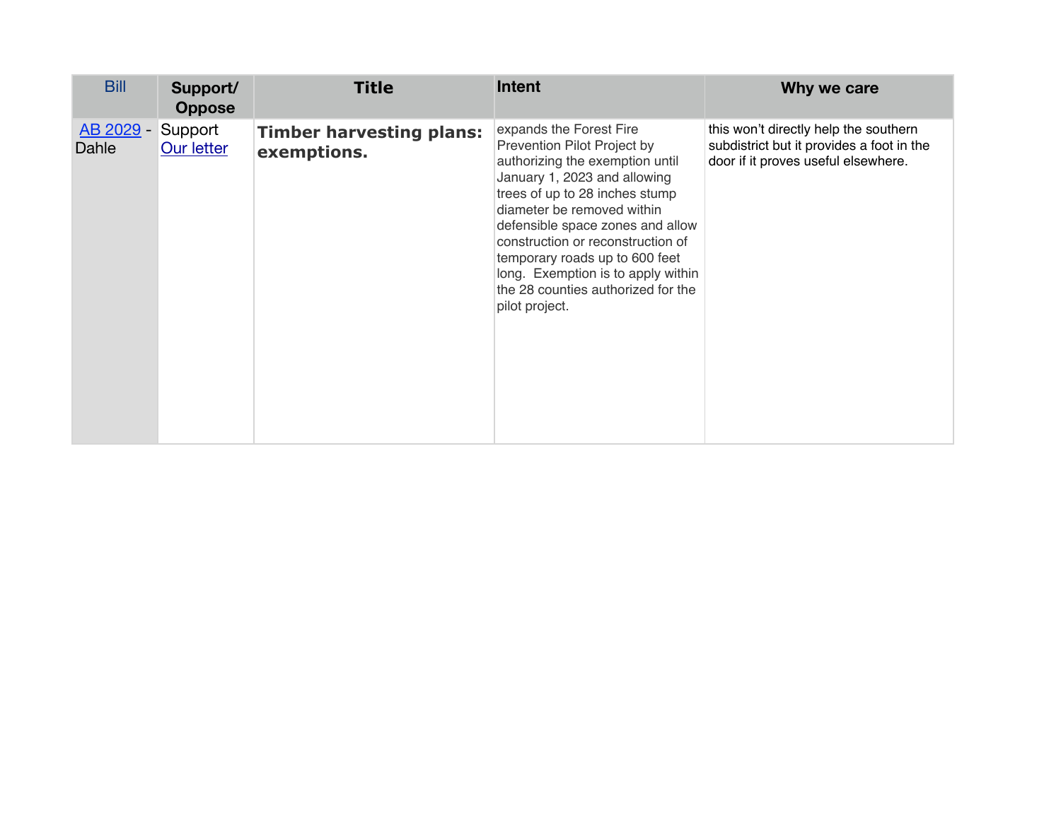| Bill | Support/ Oppose | Title | Intent | Why we care |
|---|---|---|---|---|
| AB 2029 - Dahle | Support Our letter | **Timber harvesting plans: exemptions.** | expands the Forest Fire Prevention Pilot Project by authorizing the exemption until January 1, 2023 and allowing trees of up to 28 inches stump diameter be removed within defensible space zones and allow construction or reconstruction of temporary roads up to 600 feet long. Exemption is to apply within the 28 counties authorized for the pilot project. | this won't directly help the southern subdistrict but it provides a foot in the door if it proves useful elsewhere. |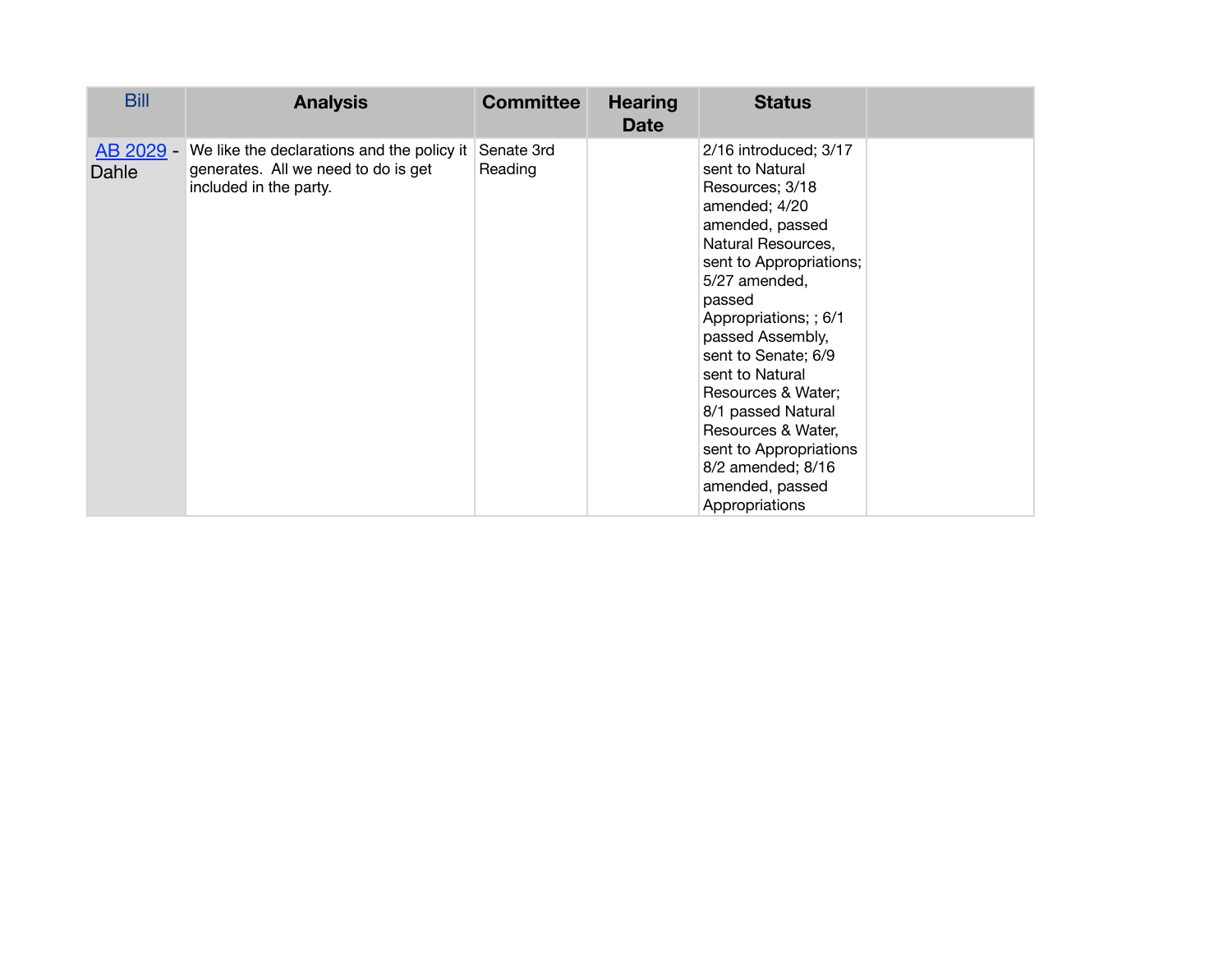| Bill | Analysis | Committee | Hearing Date | Status | |
|---|---|---|---|---|---|
| AB 2029 - Dahle | We like the declarations and the policy it generates. All we need to do is get included in the party. | Senate 3rd Reading | | 2/16 introduced; 3/17 sent to Natural Resources; 3/18 amended; 4/20 amended, passed Natural Resources, sent to Appropriations; 5/27 amended, passed Appropriations; ; 6/1 passed Assembly, sent to Senate; 6/9 sent to Natural Resources & Water; 8/1 passed Natural Resources & Water, sent to Appropriations 8/2 amended; 8/16 amended, passed Appropriations | |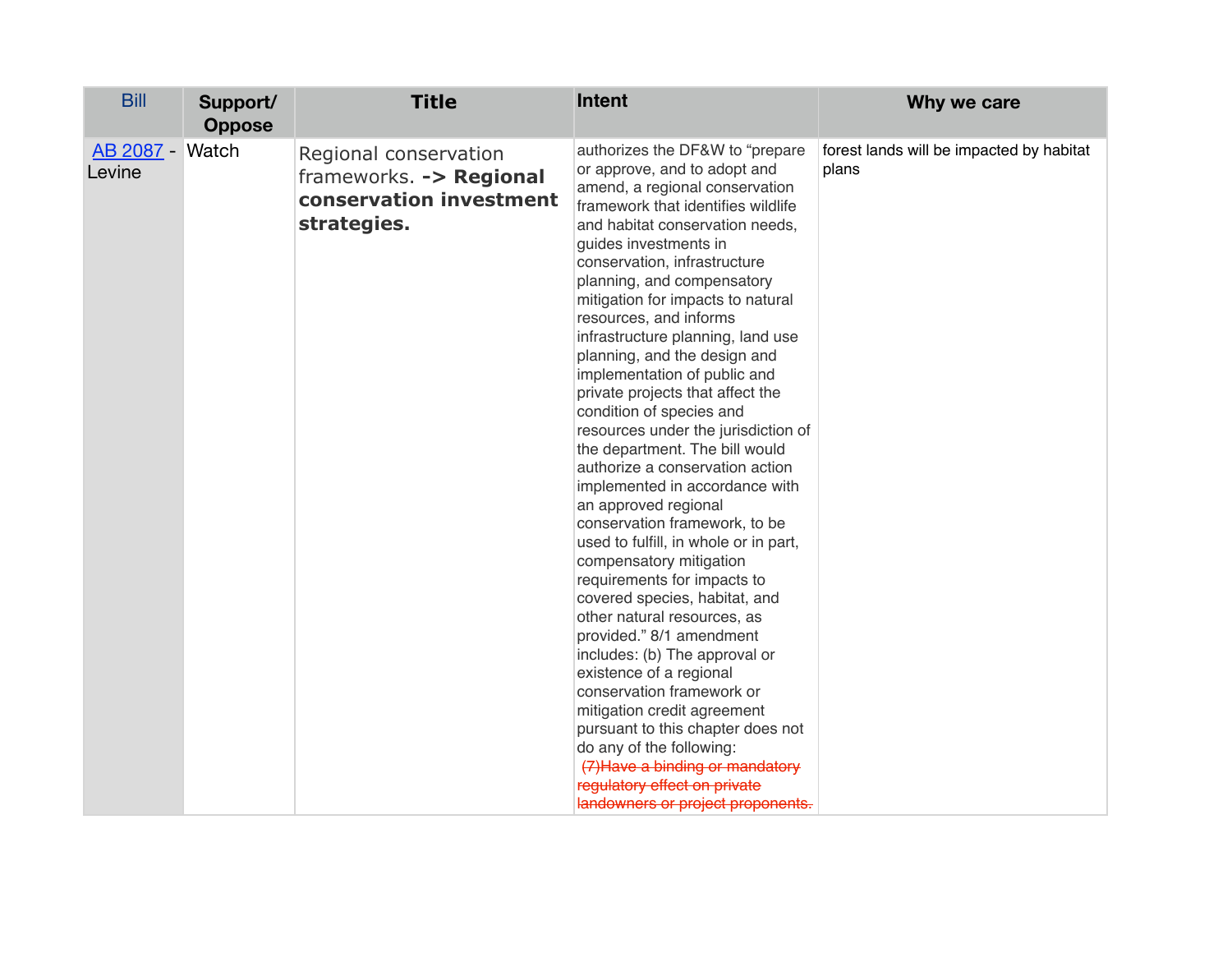| Bill | Support/ Oppose | Title | Intent | Why we care |
|---|---|---|---|---|
| AB 2087 - Levine | Watch | Regional conservation frameworks. **-> Regional conservation investment strategies.** | authorizes the DF&W to "prepare or approve, and to adopt and amend, a regional conservation framework that identifies wildlife and habitat conservation needs, guides investments in conservation, infrastructure planning, and compensatory mitigation for impacts to natural resources, and informs infrastructure planning, land use planning, and the design and implementation of public and private projects that affect the condition of species and resources under the jurisdiction of the department. The bill would authorize a conservation action implemented in accordance with an approved regional conservation framework, to be used to fulfill, in whole or in part, compensatory mitigation requirements for impacts to covered species, habitat, and other natural resources, as provided." 8/1 amendment includes: (b) The approval or existence of a regional conservation framework or mitigation credit agreement pursuant to this chapter does not do any of the following: ~~(7)Have a binding or mandatory regulatory effect on private landowners or project proponents.~~ | forest lands will be impacted by habitat plans |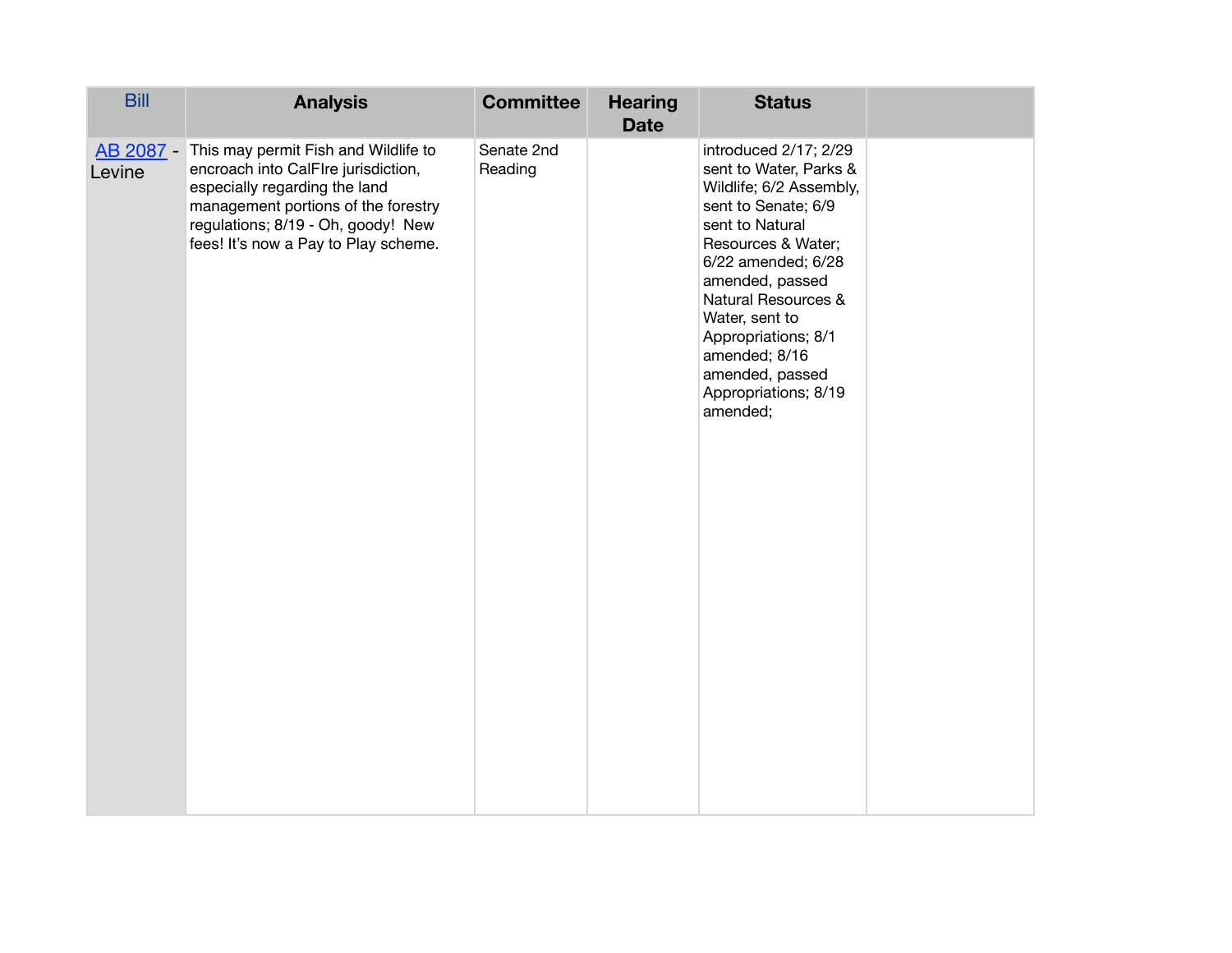| Bill | Analysis | Committee | Hearing Date | Status | |
|---|---|---|---|---|---|
| AB 2087 - Levine | This may permit Fish and Wildlife to encroach into CalFIre jurisdiction, especially regarding the land management portions of the forestry regulations; 8/19 - Oh, goody! New fees! It's now a Pay to Play scheme. | Senate 2nd Reading | | introduced 2/17; 2/29 sent to Water, Parks & Wildlife; 6/2 Assembly, sent to Senate; 6/9 sent to Natural Resources & Water; 6/22 amended; 6/28 amended, passed Natural Resources & Water, sent to Appropriations; 8/1 amended; 8/16 amended, passed Appropriations; 8/19 amended; | |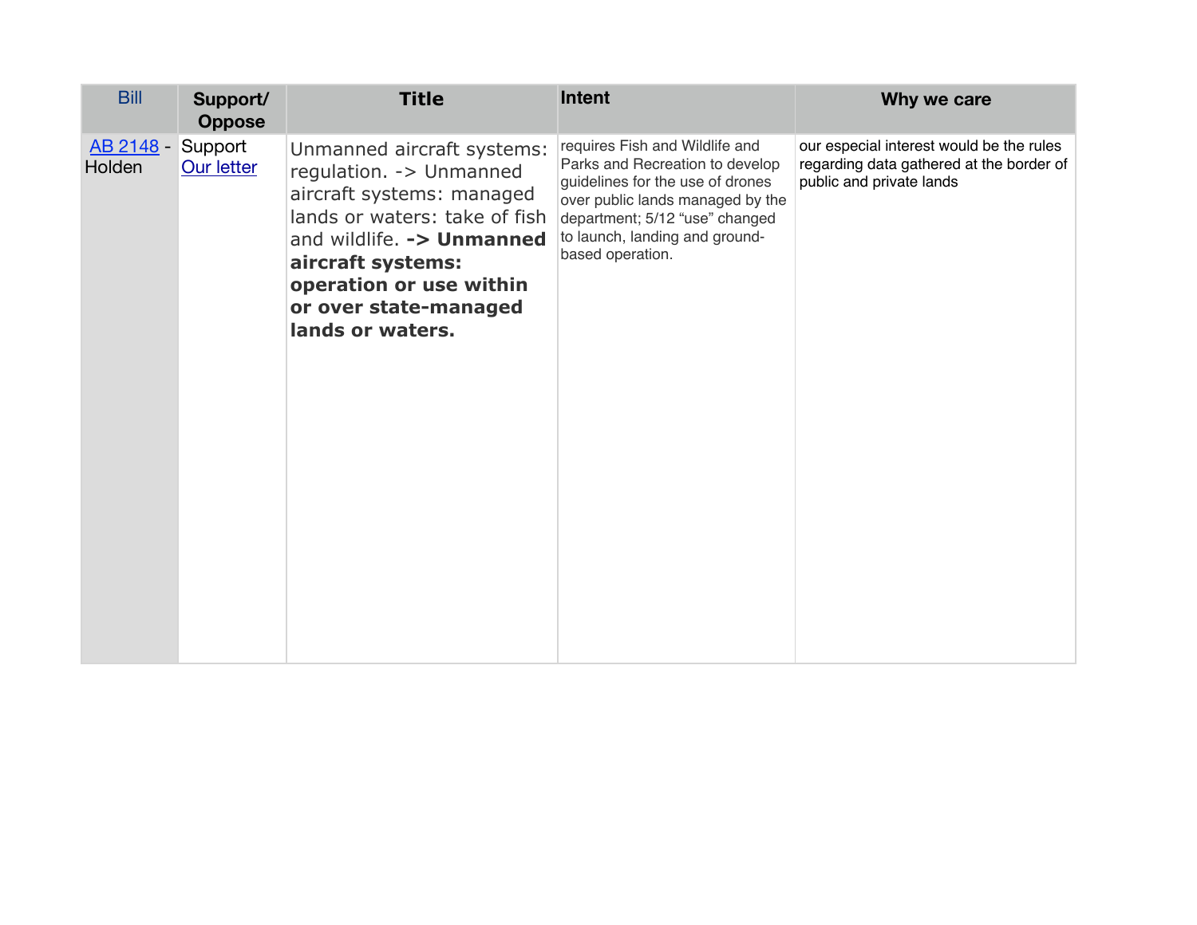| Bill | Support/ Oppose | Title | Intent | Why we care |
| --- | --- | --- | --- | --- |
| AB 2148 - Holden | Support Our letter | Unmanned aircraft systems: regulation. -> Unmanned aircraft systems: managed lands or waters: take of fish and wildlife. **-> Unmanned aircraft systems: operation or use within or over state-managed lands or waters.** | requires Fish and Wildlife and Parks and Recreation to develop guidelines for the use of drones over public lands managed by the department; 5/12 "use" changed to launch, landing and ground-based operation. | our especial interest would be the rules regarding data gathered at the border of public and private lands |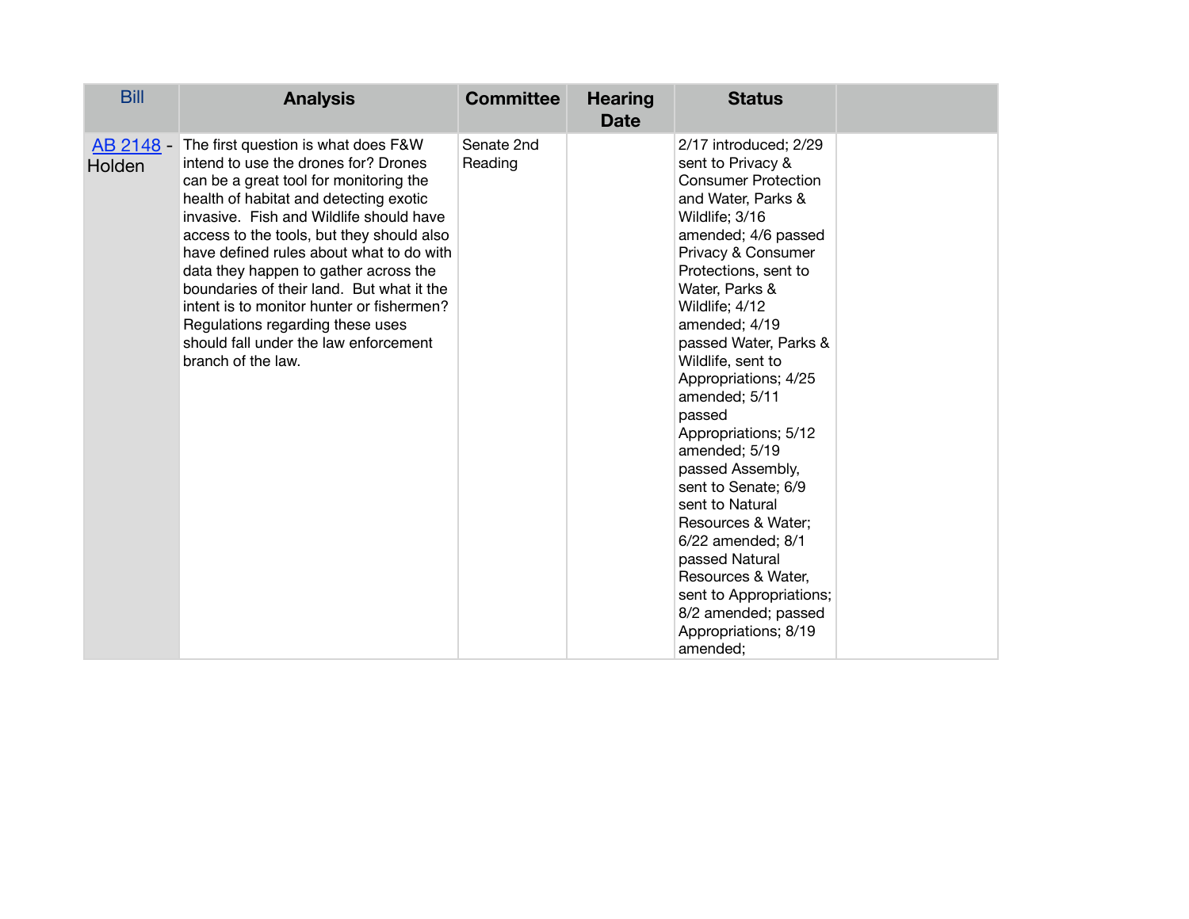| Bill | Analysis | Committee | Hearing Date | Status | |
|---|---|---|---|---|---|
| AB 2148 - Holden | The first question is what does F&W intend to use the drones for? Drones can be a great tool for monitoring the health of habitat and detecting exotic invasive. Fish and Wildlife should have access to the tools, but they should also have defined rules about what to do with data they happen to gather across the boundaries of their land. But what it the intent is to monitor hunter or fishermen? Regulations regarding these uses should fall under the law enforcement branch of the law. | Senate 2nd Reading | | 2/17 introduced; 2/29 sent to Privacy & Consumer Protection and Water, Parks & Wildlife; 3/16 amended; 4/6 passed Privacy & Consumer Protections, sent to Water, Parks & Wildlife; 4/12 amended; 4/19 passed Water, Parks & Wildlife, sent to Appropriations; 4/25 amended; 5/11 passed Appropriations; 5/12 amended; 5/19 passed Assembly, sent to Senate; 6/9 sent to Natural Resources & Water; 6/22 amended; 8/1 passed Natural Resources & Water, sent to Appropriations; 8/2 amended; passed Appropriations; 8/19 amended; | |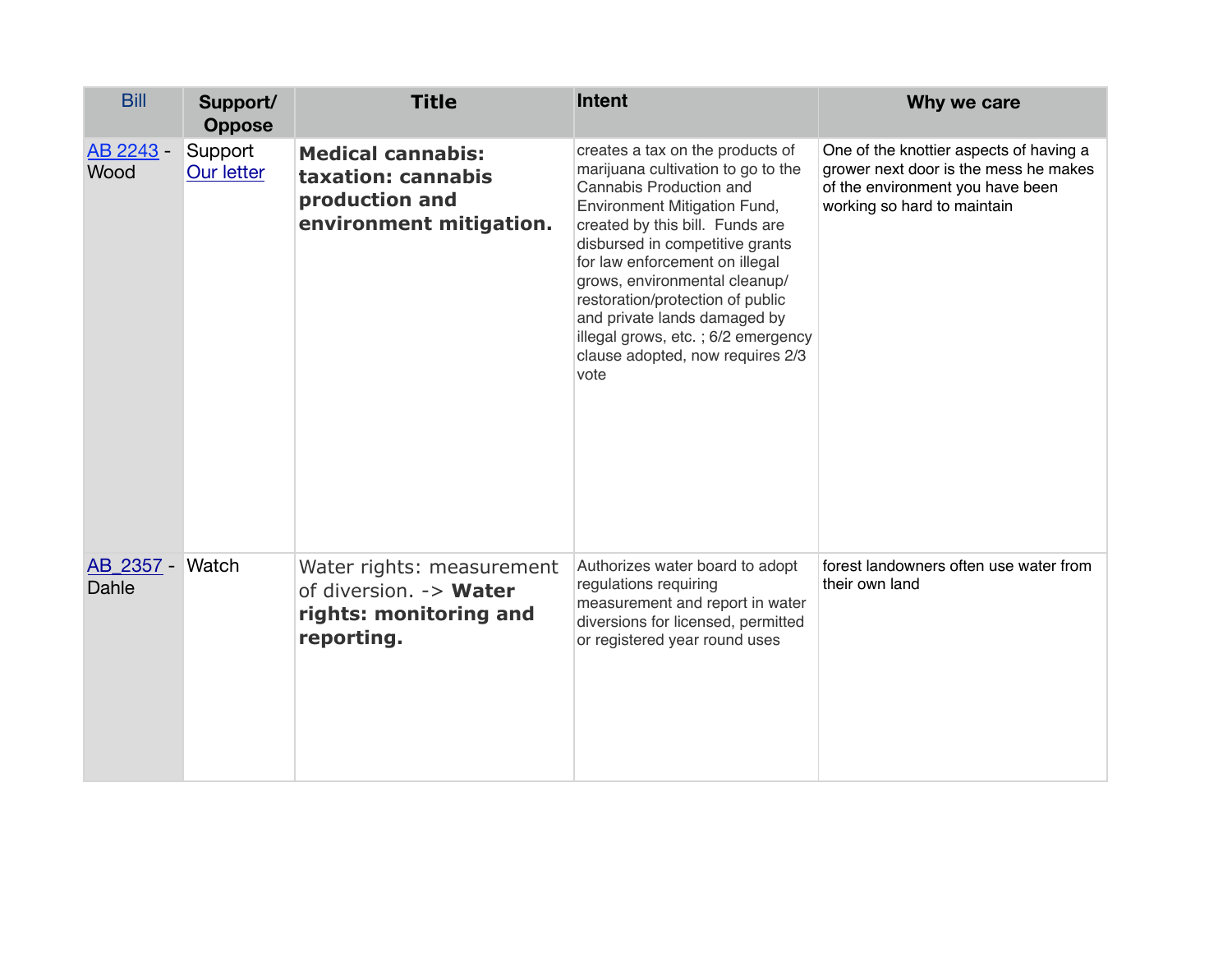| Bill | Support/ Oppose | Title | Intent | Why we care |
|---|---|---|---|---|
| AB 2243 - Wood | Support Our letter | **Medical cannabis: taxation: cannabis production and environment mitigation.** | creates a tax on the products of marijuana cultivation to go to the Cannabis Production and Environment Mitigation Fund, created by this bill. Funds are disbursed in competitive grants for law enforcement on illegal grows, environmental cleanup/ restoration/protection of public and private lands damaged by illegal grows, etc. ; 6/2 emergency clause adopted, now requires 2/3 vote | One of the knottier aspects of having a grower next door is the mess he makes of the environment you have been working so hard to maintain |
| AB_2357 - Dahle | Watch | Water rights: measurement of diversion. -> **Water rights: monitoring and reporting.** | Authorizes water board to adopt regulations requiring measurement and report in water diversions for licensed, permitted or registered year round uses | forest landowners often use water from their own land |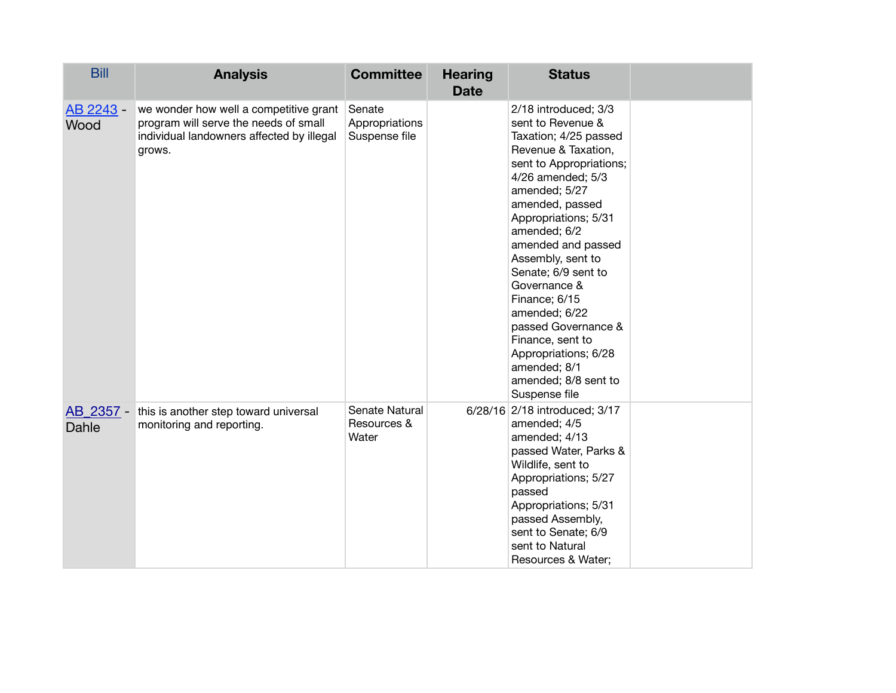| Bill | Analysis | Committee | Hearing Date | Status | |
|---|---|---|---|---|---|
| AB 2243 - Wood | we wonder how well a competitive grant program will serve the needs of small individual landowners affected by illegal grows. | Senate Appropriations Suspense file | | 2/18 introduced; 3/3 sent to Revenue & Taxation; 4/25 passed Revenue & Taxation, sent to Appropriations; 4/26 amended; 5/3 amended; 5/27 amended, passed Appropriations; 5/31 amended; 6/2 amended and passed Assembly, sent to Senate; 6/9 sent to Governance & Finance; 6/15 amended; 6/22 passed Governance & Finance, sent to Appropriations; 6/28 amended; 8/1 amended; 8/8 sent to Suspense file | |
| AB_2357 - Dahle | this is another step toward universal monitoring and reporting. | Senate Natural Resources & Water | 6/28/16 | 2/18 introduced; 3/17 amended; 4/5 amended; 4/13 passed Water, Parks & Wildlife, sent to Appropriations; 5/27 passed Appropriations; 5/31 passed Assembly, sent to Senate; 6/9 sent to Natural Resources & Water; | |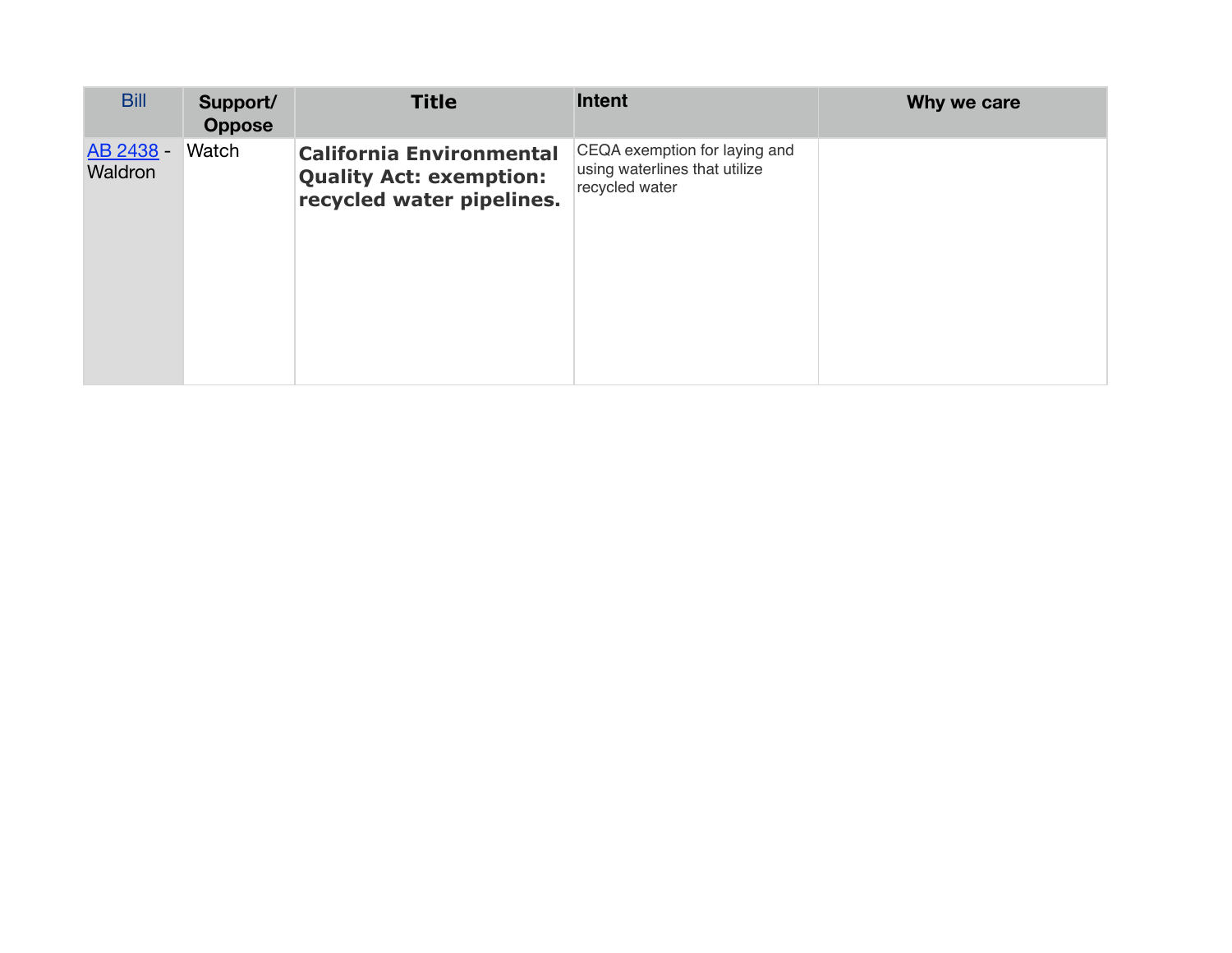| Bill | Support/ Oppose | Title | Intent | Why we care |
|---|---|---|---|---|
| AB 2438 - Waldron | Watch | **California Environmental Quality Act: exemption: recycled water pipelines.** | CEQA exemption for laying and using waterlines that utilize recycled water | |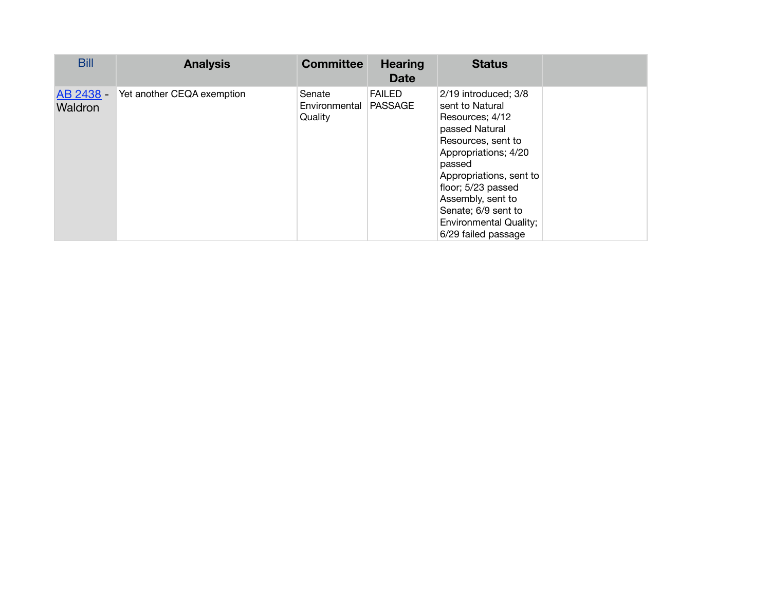| Bill | Analysis | Committee | Hearing Date | Status | |
|---|---|---|---|---|---|
| AB 2438 - Waldron | Yet another CEQA exemption | Senate Environmental Quality | FAILED PASSAGE | 2/19 introduced; 3/8 sent to Natural Resources; 4/12 passed Natural Resources, sent to Appropriations; 4/20 passed Appropriations, sent to floor; 5/23 passed Assembly, sent to Senate; 6/9 sent to Environmental Quality; 6/29 failed passage | |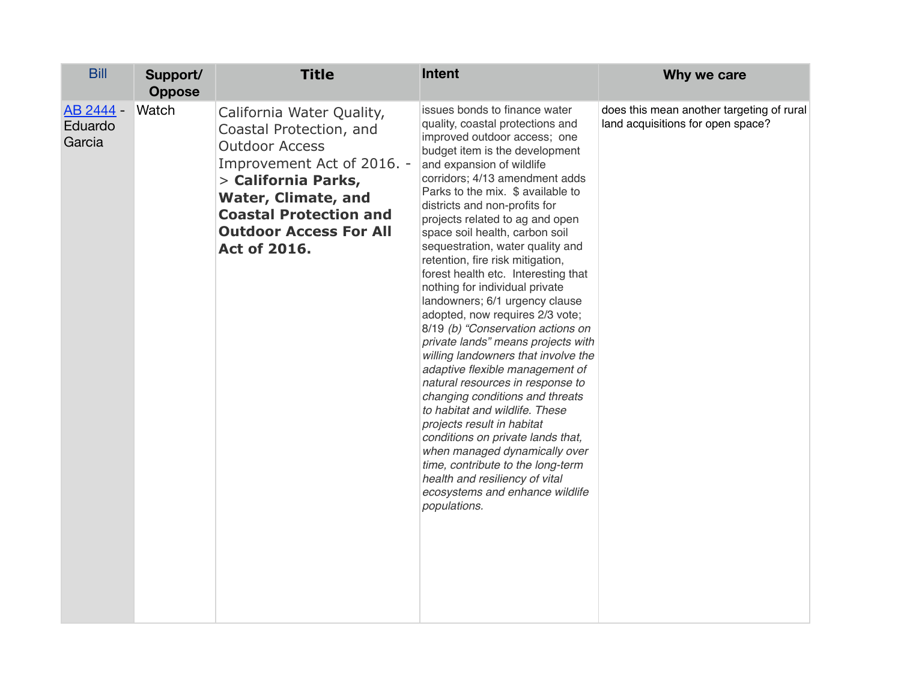| Bill | Support/ Oppose | Title | Intent | Why we care |
| --- | --- | --- | --- | --- |
| AB 2444 - Eduardo Garcia | Watch | California Water Quality, Coastal Protection, and Outdoor Access Improvement Act of 2016. -> **California Parks, Water, Climate, and Coastal Protection and Outdoor Access For All Act of 2016.** | issues bonds to finance water quality, coastal protections and improved outdoor access; one budget item is the development and expansion of wildlife corridors; 4/13 amendment adds Parks to the mix. $ available to districts and non-profits for projects related to ag and open space soil health, carbon soil sequestration, water quality and retention, fire risk mitigation, forest health etc. Interesting that nothing for individual private landowners; 6/1 urgency clause adopted, now requires 2/3 vote; 8/19 *(b) "Conservation actions on private lands" means projects with willing landowners that involve the adaptive flexible management of natural resources in response to changing conditions and threats to habitat and wildlife. These projects result in habitat conditions on private lands that, when managed dynamically over time, contribute to the long-term health and resiliency of vital ecosystems and enhance wildlife populations.* | does this mean another targeting of rural land acquisitions for open space? |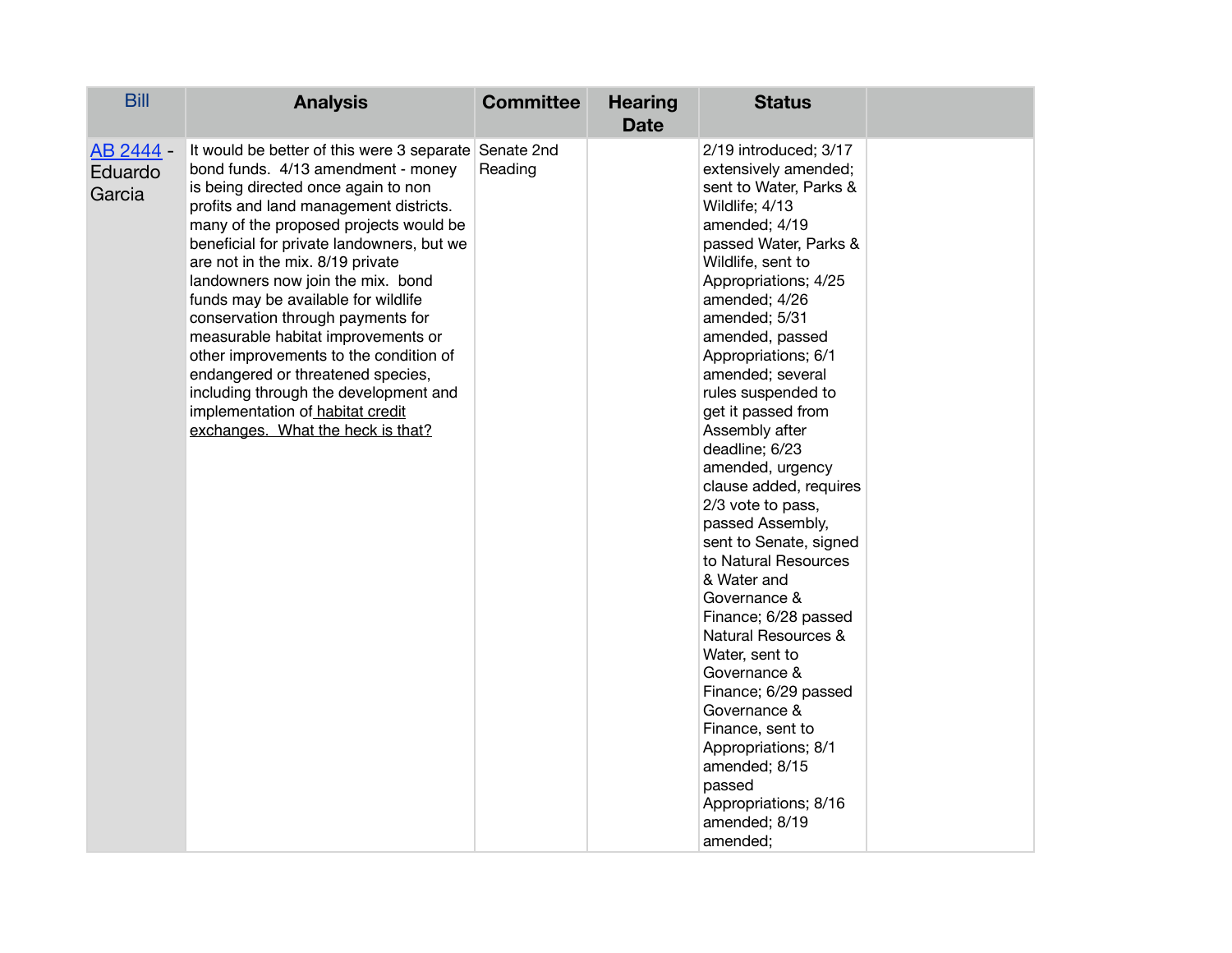| Bill | Analysis | Committee | Hearing Date | Status | |
|---|---|---|---|---|---|
| AB 2444 - Eduardo Garcia | It would be better of this were 3 separate bond funds.  4/13 amendment - money is being directed once again to non profits and land management districts. many of the proposed projects would be beneficial for private landowners, but we are not in the mix. 8/19 private landowners now join the mix.  bond funds may be available for wildlife conservation through payments for measurable habitat improvements or other improvements to the condition of endangered or threatened species, including through the development and implementation of habitat credit exchanges.  What the heck is that? | Senate 2nd Reading | | 2/19 introduced; 3/17 extensively amended; sent to Water, Parks & Wildlife; 4/13 amended; 4/19 passed Water, Parks & Wildlife, sent to Appropriations; 4/25 amended; 4/26 amended; 5/31 amended, passed Appropriations; 6/1 amended; several rules suspended to get it passed from Assembly after deadline; 6/23 amended, urgency clause added, requires 2/3 vote to pass, passed Assembly, sent to Senate, signed to Natural Resources & Water and Governance & Finance; 6/28 passed Natural Resources & Water, sent to Governance & Finance; 6/29 passed Governance & Finance, sent to Appropriations; 8/1 amended; 8/15 passed Appropriations; 8/16 amended; 8/19 amended; | |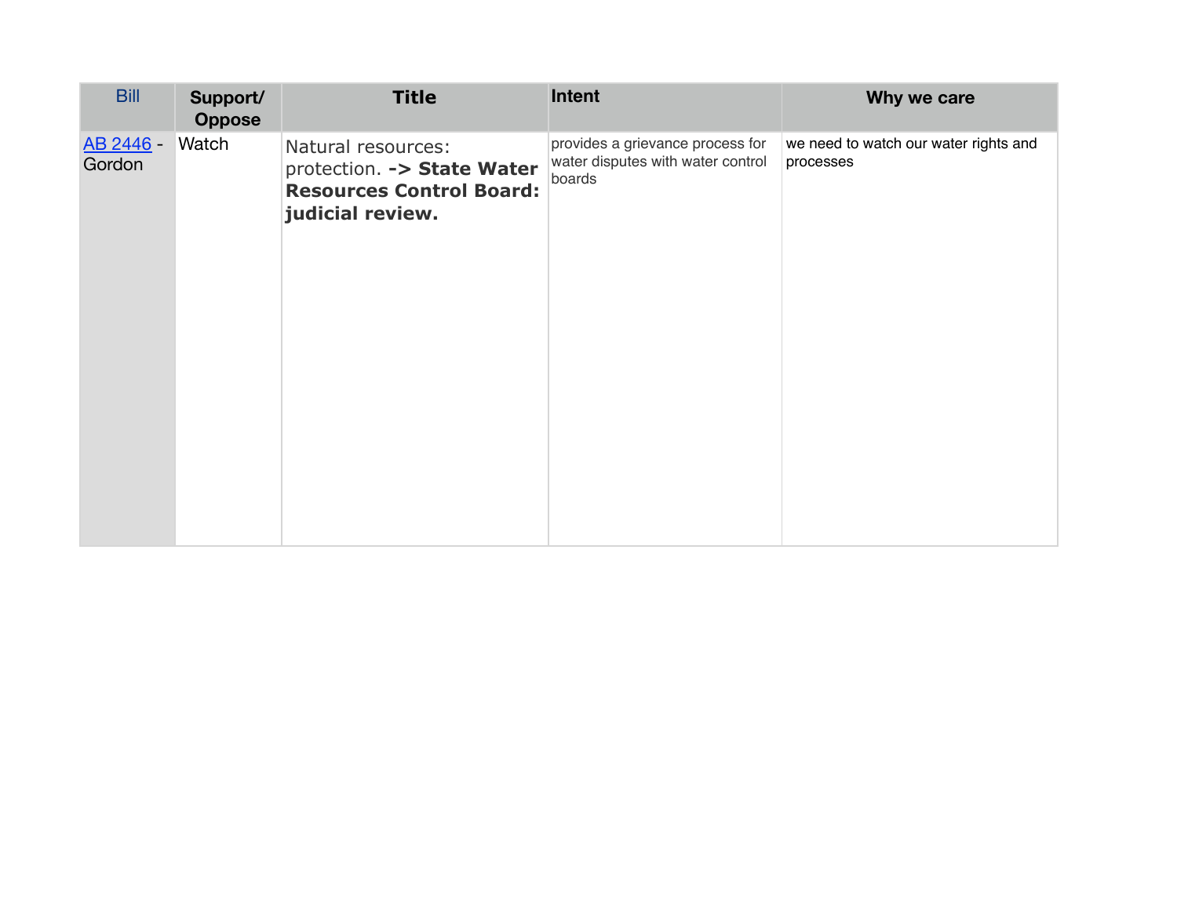| Bill | Support/ Oppose | Title | Intent | Why we care |
|---|---|---|---|---|
| AB 2446 - Gordon | Watch | Natural resources: protection. **-> State Water Resources Control Board: judicial review.** | provides a grievance process for water disputes with water control boards | we need to watch our water rights and processes |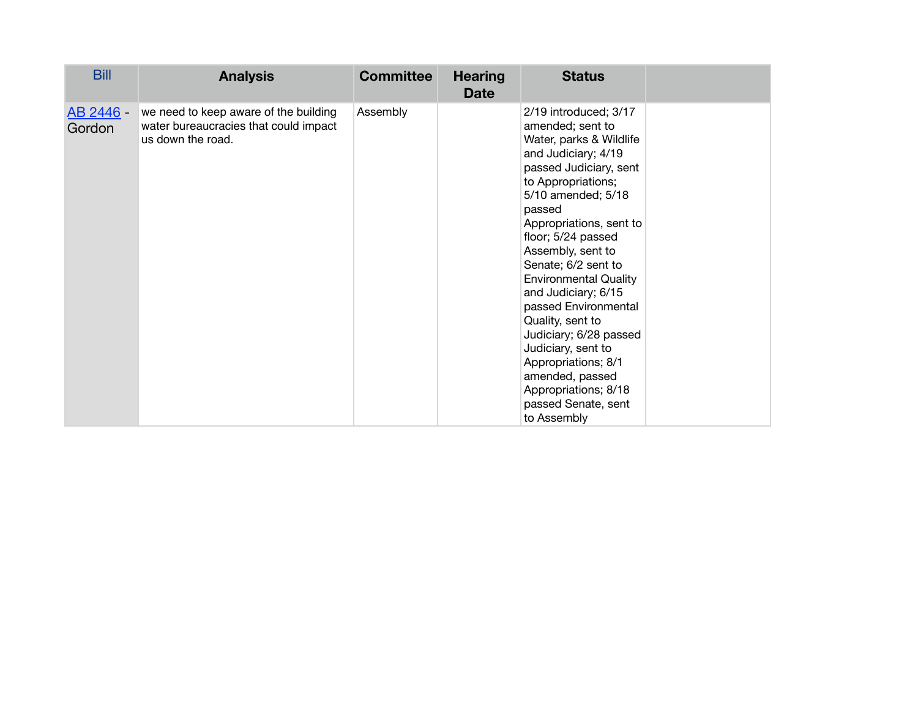| Bill | Analysis | Committee | Hearing Date | Status | |
|---|---|---|---|---|---|
| AB 2446 - Gordon | we need to keep aware of the building water bureaucracies that could impact us down the road. | Assembly | | 2/19 introduced; 3/17 amended; sent to Water, parks & Wildlife and Judiciary; 4/19 passed Judiciary, sent to Appropriations; 5/10 amended; 5/18 passed Appropriations, sent to floor; 5/24 passed Assembly, sent to Senate; 6/2 sent to Environmental Quality and Judiciary; 6/15 passed Environmental Quality, sent to Judiciary; 6/28 passed Judiciary, sent to Appropriations; 8/1 amended, passed Appropriations; 8/18 passed Senate, sent to Assembly | |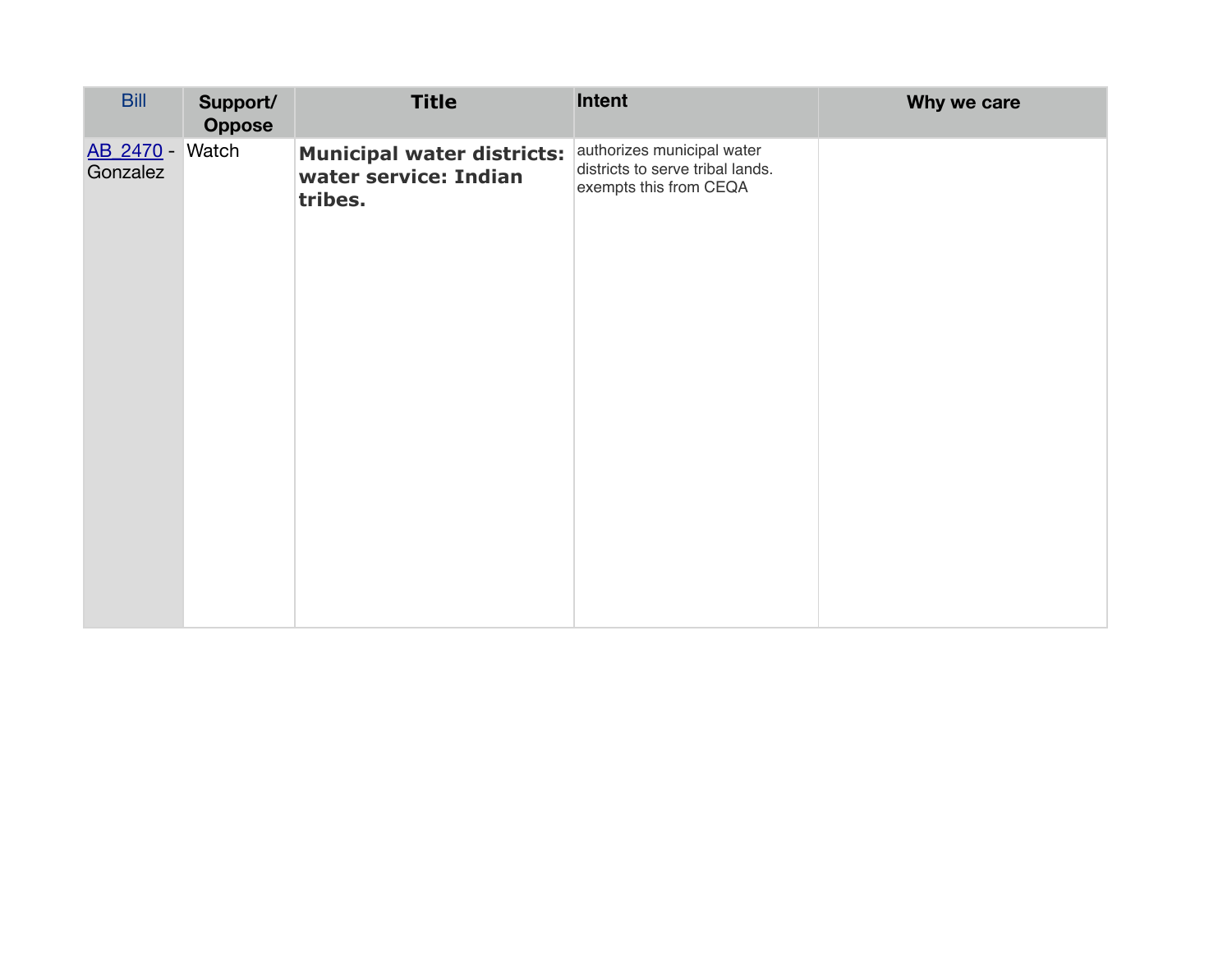| Bill | Support/ Oppose | Title | Intent | Why we care |
|---|---|---|---|---|
| AB 2470 - Gonzalez | Watch | **Municipal water districts: water service: Indian tribes.** | authorizes municipal water districts to serve tribal lands. exempts this from CEQA | |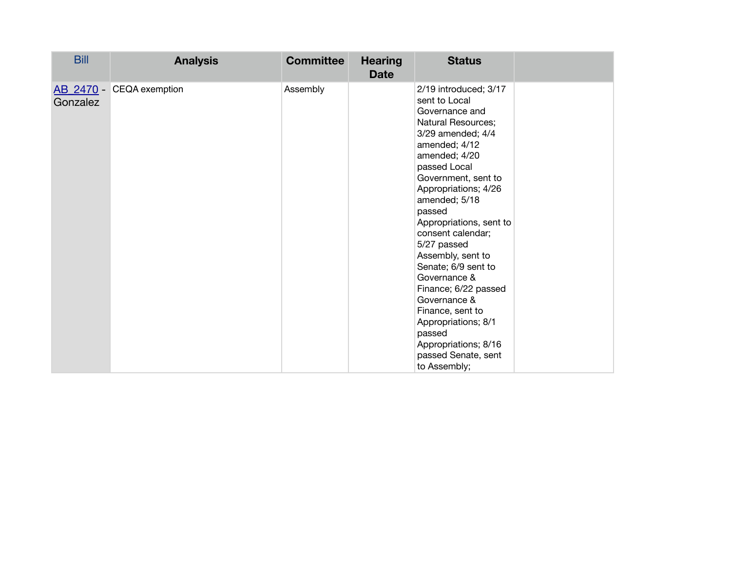| Bill | Analysis | Committee | Hearing Date | Status | |
|---|---|---|---|---|---|
| AB 2470 - Gonzalez | CEQA exemption | Assembly | | 2/19 introduced; 3/17 sent to Local Governance and Natural Resources; 3/29 amended; 4/4 amended; 4/12 amended; 4/20 passed Local Government, sent to Appropriations; 4/26 amended; 5/18 passed Appropriations, sent to consent calendar; 5/27 passed Assembly, sent to Senate; 6/9 sent to Governance & Finance; 6/22 passed Governance & Finance, sent to Appropriations; 8/1 passed Appropriations; 8/16 passed Senate, sent to Assembly; | |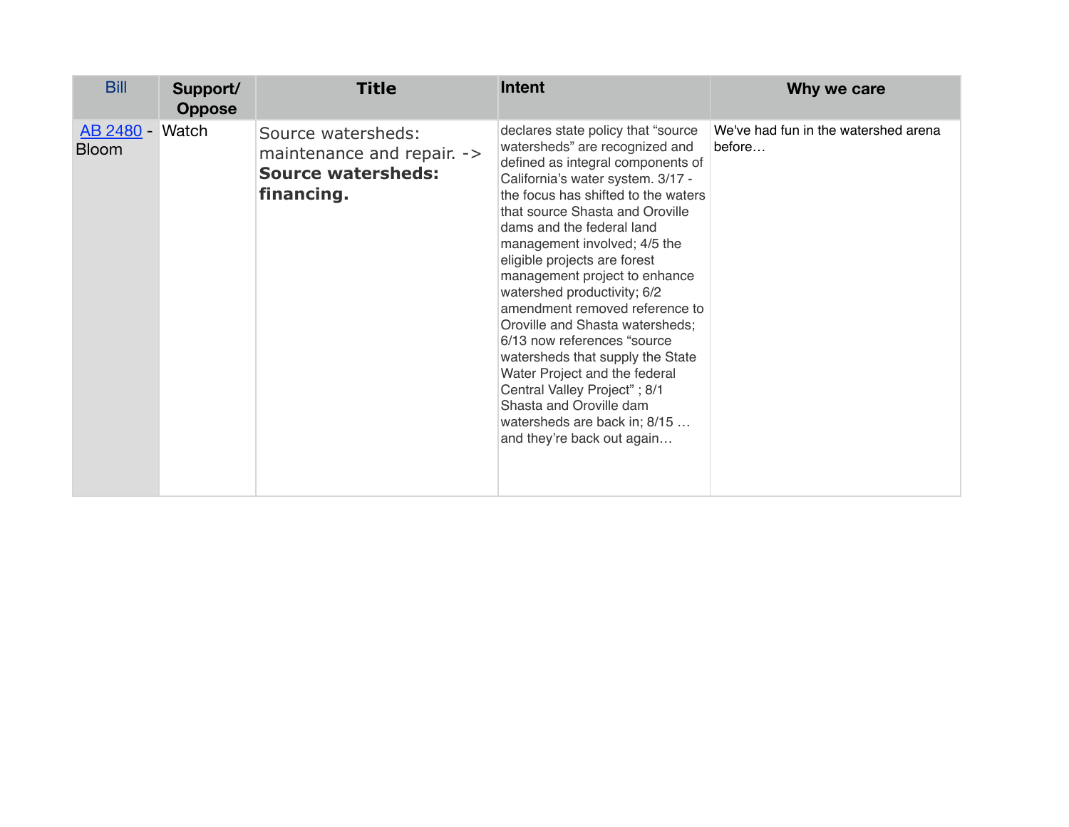| Bill | Support/ Oppose | Title | Intent | Why we care |
|---|---|---|---|---|
| AB 2480 - Bloom | Watch | Source watersheds: maintenance and repair. -> **Source watersheds: financing.** | declares state policy that "source watersheds" are recognized and defined as integral components of California's water system. 3/17 - the focus has shifted to the waters that source Shasta and Oroville dams and the federal land management involved; 4/5 the eligible projects are forest management project to enhance watershed productivity; 6/2 amendment removed reference to Oroville and Shasta watersheds; 6/13 now references "source watersheds that supply the State Water Project and the federal Central Valley Project" ; 8/1 Shasta and Oroville dam watersheds are back in; 8/15 … and they're back out again… | We've had fun in the watershed arena before… |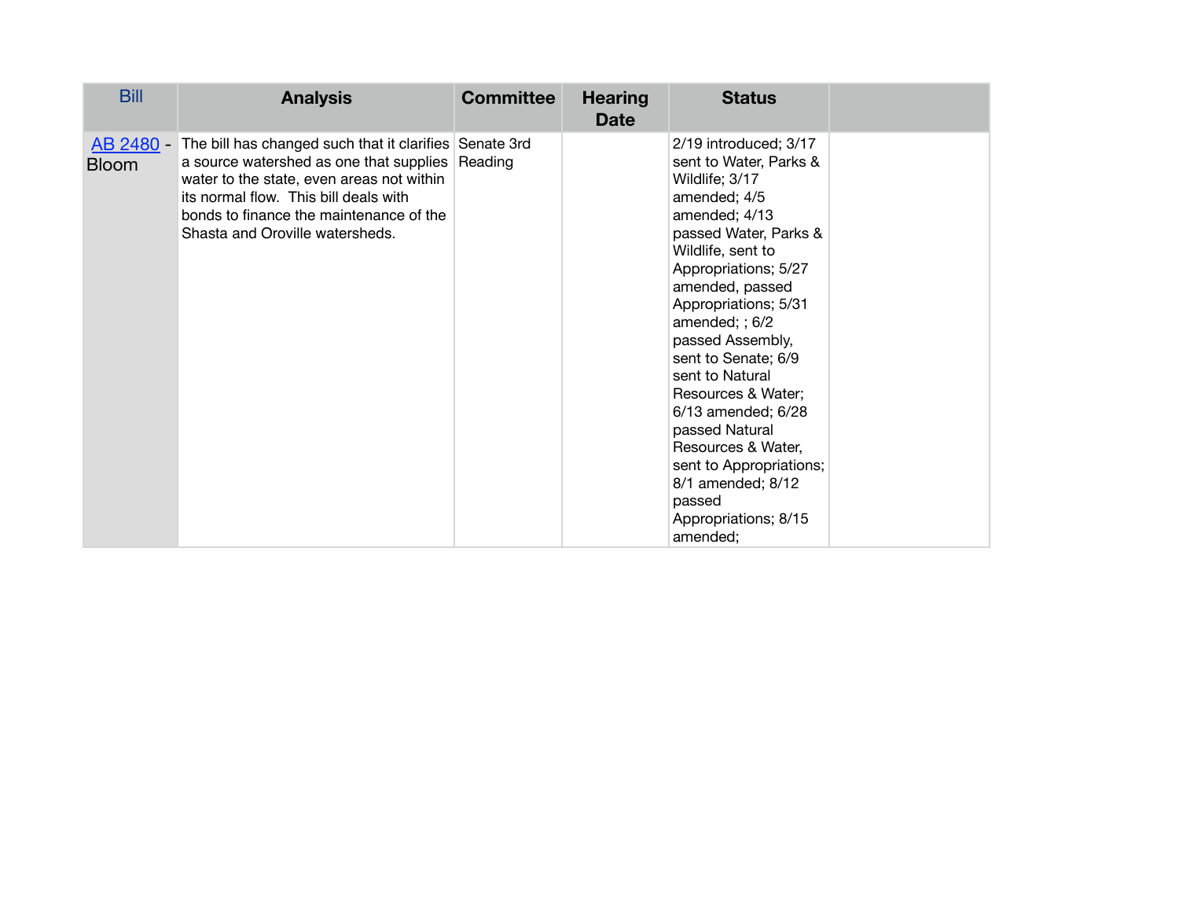| Bill | Analysis | Committee | Hearing Date | Status | |
|---|---|---|---|---|---|
| AB 2480 - Bloom | The bill has changed such that it clarifies a source watershed as one that supplies water to the state, even areas not within its normal flow. This bill deals with bonds to finance the maintenance of the Shasta and Oroville watersheds. | Senate 3rd Reading | | 2/19 introduced; 3/17 sent to Water, Parks & Wildlife; 3/17 amended; 4/5 amended; 4/13 passed Water, Parks & Wildlife, sent to Appropriations; 5/27 amended, passed Appropriations; 5/31 amended; ; 6/2 passed Assembly, sent to Senate; 6/9 sent to Natural Resources & Water; 6/13 amended; 6/28 passed Natural Resources & Water, sent to Appropriations; 8/1 amended; 8/12 passed Appropriations; 8/15 amended; | |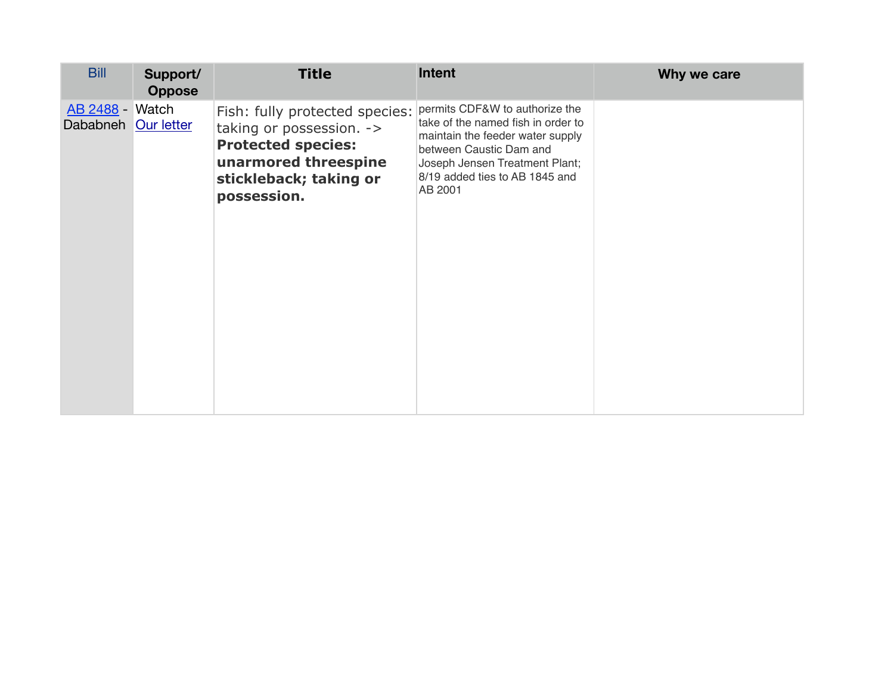| Bill | Support/ Oppose | Title | Intent | Why we care |
|---|---|---|---|---|
| AB 2488 - Dababneh | Watch Our letter | Fish: fully protected species: taking or possession. -> **Protected species: unarmored threespine stickleback; taking or possession.** | permits CDF&W to authorize the take of the named fish in order to maintain the feeder water supply between Caustic Dam and Joseph Jensen Treatment Plant; 8/19 added ties to AB 1845 and AB 2001 | |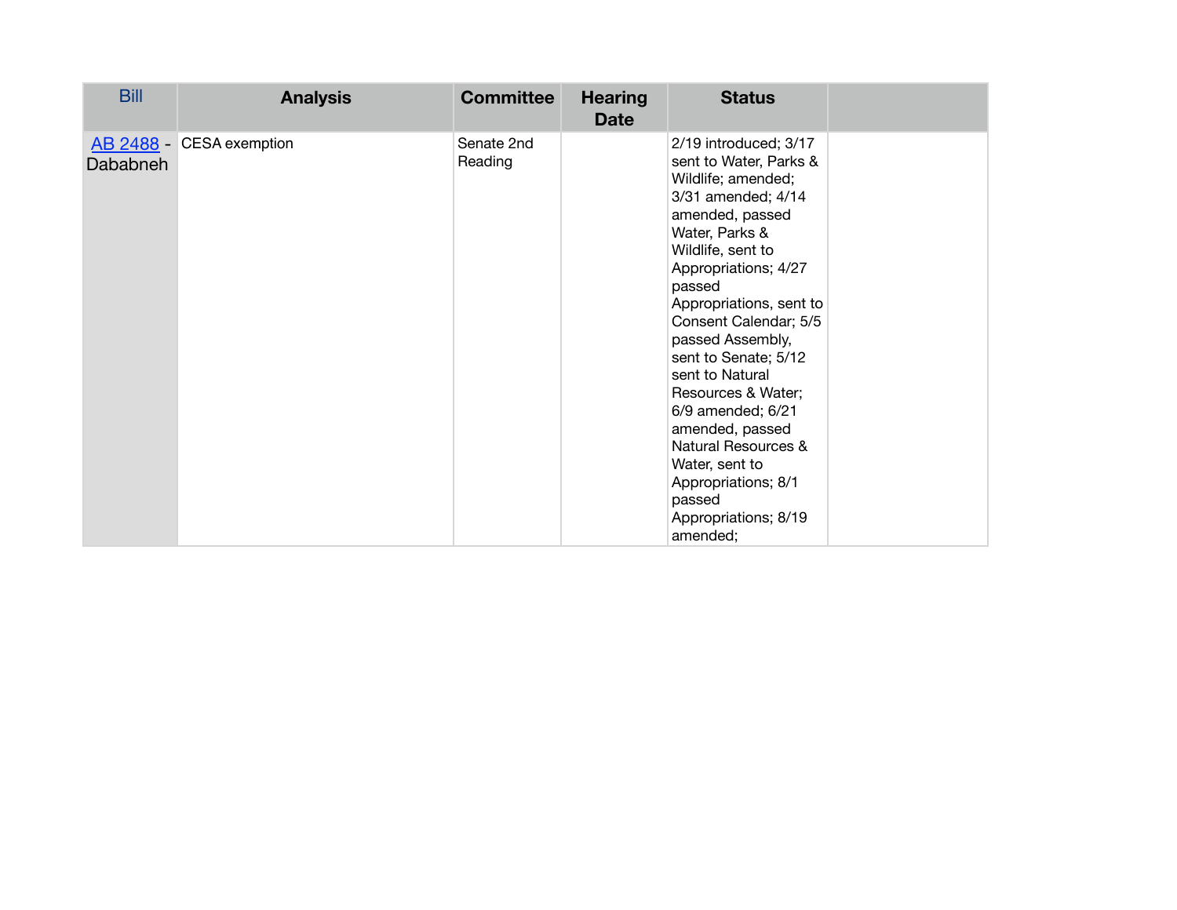| Bill | Analysis | Committee | Hearing Date | Status | |
|---|---|---|---|---|---|
| AB 2488 - Dababneh | CESA exemption | Senate 2nd Reading | | 2/19 introduced; 3/17 sent to Water, Parks & Wildlife; amended; 3/31 amended; 4/14 amended, passed Water, Parks & Wildlife, sent to Appropriations; 4/27 passed Appropriations, sent to Consent Calendar; 5/5 passed Assembly, sent to Senate; 5/12 sent to Natural Resources & Water; 6/9 amended; 6/21 amended, passed Natural Resources & Water, sent to Appropriations; 8/1 passed Appropriations; 8/19 amended; | |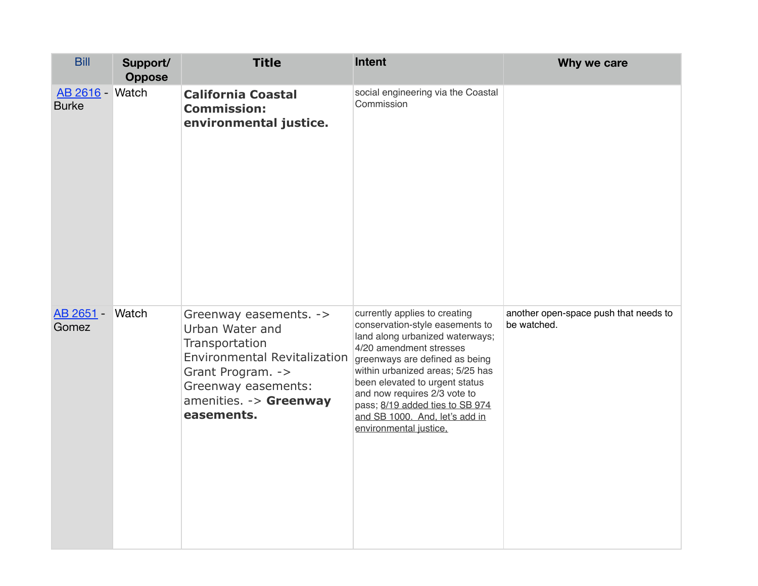| Bill | Support/ Oppose | Title | Intent | Why we care |
| --- | --- | --- | --- | --- |
| AB 2616 - Burke | Watch | **California Coastal Commission: environmental justice.** | social engineering via the Coastal Commission | |
| AB 2651 - Gomez | Watch | Greenway easements. -> Urban Water and Transportation Environmental Revitalization Grant Program. -> Greenway easements: amenities. -> **Greenway easements.** | currently applies to creating conservation-style easements to land along urbanized waterways; 4/20 amendment stresses greenways are defined as being within urbanized areas; 5/25 has been elevated to urgent status and now requires 2/3 vote to pass; 8/19 added ties to SB 974 and SB 1000. And, let's add in environmental justice, | another open-space push that needs to be watched. |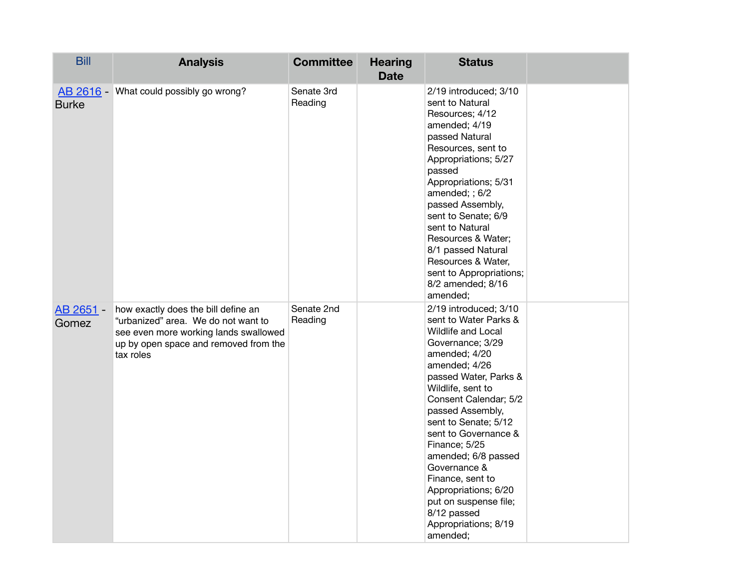| Bill | Analysis | Committee | Hearing Date | Status | |
|---|---|---|---|---|---|
| AB 2616 - Burke | What could possibly go wrong? | Senate 3rd Reading | | 2/19 introduced; 3/10 sent to Natural Resources; 4/12 amended; 4/19 passed Natural Resources, sent to Appropriations; 5/27 passed Appropriations; 5/31 amended; ; 6/2 passed Assembly, sent to Senate; 6/9 sent to Natural Resources & Water; 8/1 passed Natural Resources & Water, sent to Appropriations; 8/2 amended; 8/16 amended; | |
| AB 2651 - Gomez | how exactly does the bill define an “urbanized” area. We do not want to see even more working lands swallowed up by open space and removed from the tax roles | Senate 2nd Reading | | 2/19 introduced; 3/10 sent to Water Parks & Wildlife and Local Governance; 3/29 amended; 4/20 amended; 4/26 passed Water, Parks & Wildlife, sent to Consent Calendar; 5/2 passed Assembly, sent to Senate; 5/12 sent to Governance & Finance; 5/25 amended; 6/8 passed Governance & Finance, sent to Appropriations; 6/20 put on suspense file; 8/12 passed Appropriations; 8/19 amended; | |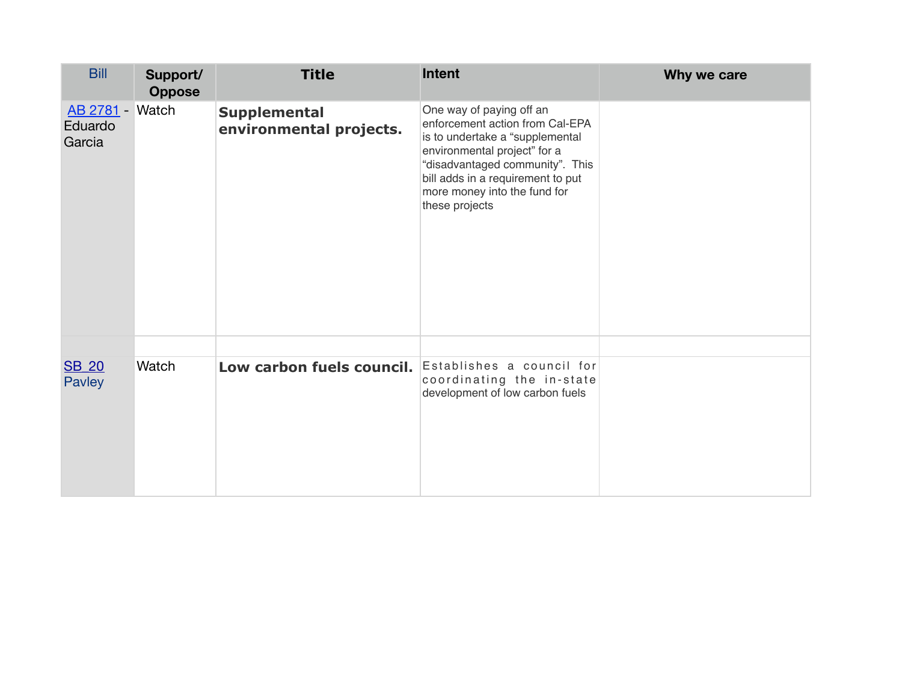| Bill | Support/ Oppose | Title | Intent | Why we care |
|---|---|---|---|---|
| AB 2781 - Eduardo Garcia | Watch | **Supplemental environmental projects.** | One way of paying off an enforcement action from Cal-EPA is to undertake a "supplemental environmental project" for a "disadvantaged community". This bill adds in a requirement to put more money into the fund for these projects | |
| | | | | |
| SB 20 Pavley | Watch | **Low carbon fuels council.** | Establishes a council for coordinating the in-state development of low carbon fuels | |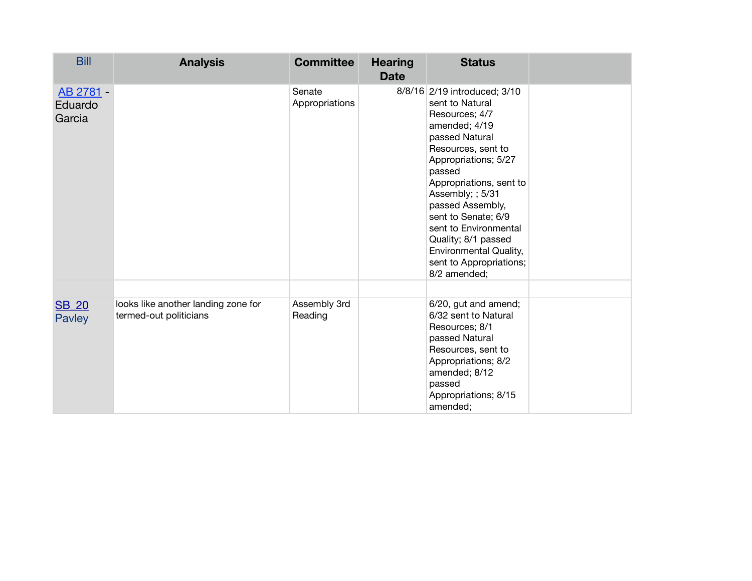| Bill | Analysis | Committee | Hearing Date | Status | |
|---|---|---|---|---|---|
| AB 2781 - Eduardo Garcia | | Senate Appropriations | 8/8/16 | 2/19 introduced; 3/10 sent to Natural Resources; 4/7 amended; 4/19 passed Natural Resources, sent to Appropriations; 5/27 passed Appropriations, sent to Assembly; ; 5/31 passed Assembly, sent to Senate; 6/9 sent to Environmental Quality; 8/1 passed Environmental Quality, sent to Appropriations; 8/2 amended; | |
| | | | | | |
| SB 20 Pavley | looks like another landing zone for termed-out politicians | Assembly 3rd Reading | | 6/20, gut and amend; 6/32 sent to Natural Resources; 8/1 passed Natural Resources, sent to Appropriations; 8/2 amended; 8/12 passed Appropriations; 8/15 amended; | |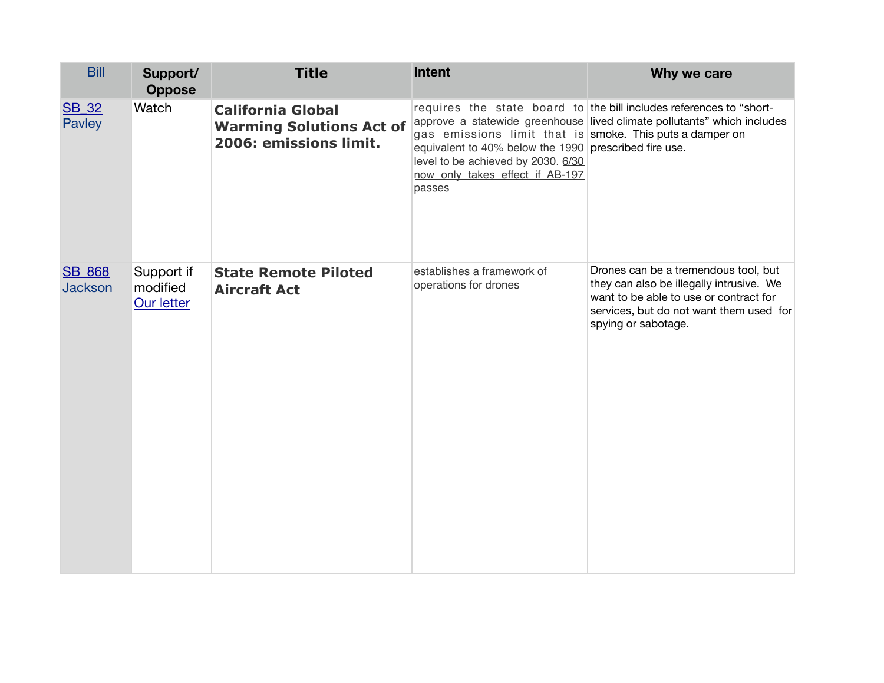| Bill | Support/ Oppose | Title | Intent | Why we care |
|---|---|---|---|---|
| SB 32 Pavley | Watch | **California Global Warming Solutions Act of 2006: emissions limit.** | requires the state board to approve a statewide greenhouse gas emissions limit that is equivalent to 40% below the 1990 level to be achieved by 2030. 6/30 now only takes effect if AB-197 passes | the bill includes references to "short-lived climate pollutants" which includes smoke. This puts a damper on prescribed fire use. |
| SB 868 Jackson | Support if modified Our letter | **State Remote Piloted Aircraft Act** | establishes a framework of operations for drones | Drones can be a tremendous tool, but they can also be illegally intrusive. We want to be able to use or contract for services, but do not want them used for spying or sabotage. |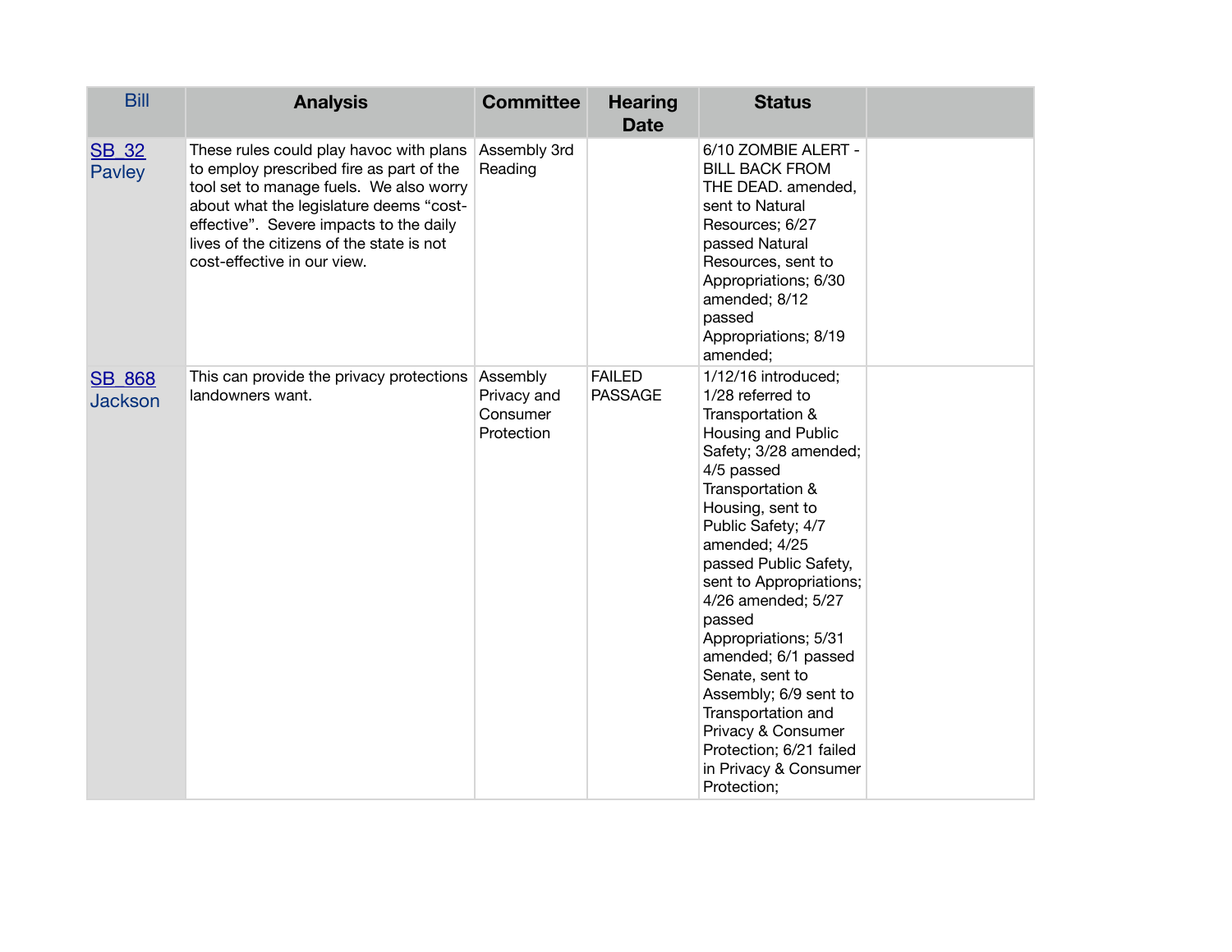| Bill | Analysis | Committee | Hearing Date | Status | |
|---|---|---|---|---|---|
| SB 32 Pavley | These rules could play havoc with plans to employ prescribed fire as part of the tool set to manage fuels. We also worry about what the legislature deems "cost-effective". Severe impacts to the daily lives of the citizens of the state is not cost-effective in our view. | Assembly 3rd Reading | | 6/10 ZOMBIE ALERT - BILL BACK FROM THE DEAD. amended, sent to Natural Resources; 6/27 passed Natural Resources, sent to Appropriations; 6/30 amended; 8/12 passed Appropriations; 8/19 amended; | |
| SB 868 Jackson | This can provide the privacy protections landowners want. | Assembly Privacy and Consumer Protection | FAILED PASSAGE | 1/12/16 introduced; 1/28 referred to Transportation & Housing and Public Safety; 3/28 amended; 4/5 passed Transportation & Housing, sent to Public Safety; 4/7 amended; 4/25 passed Public Safety, sent to Appropriations; 4/26 amended; 5/27 passed Appropriations; 5/31 amended; 6/1 passed Senate, sent to Assembly; 6/9 sent to Transportation and Privacy & Consumer Protection; 6/21 failed in Privacy & Consumer Protection; | |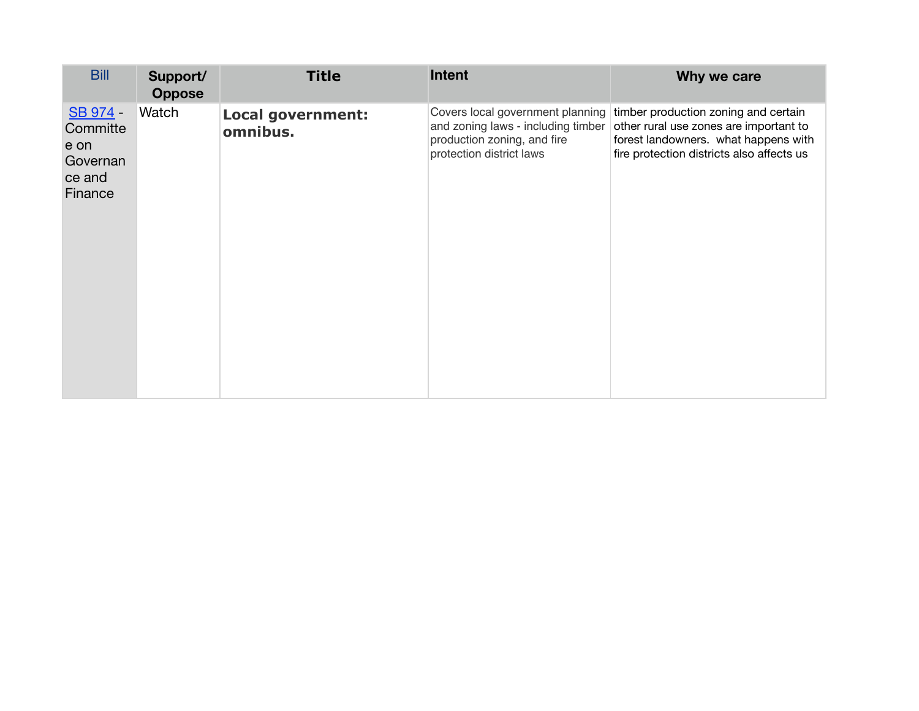| Bill | Support/ Oppose | Title | Intent | Why we care |
| --- | --- | --- | --- | --- |
| SB 974 - Committee on Governance and Finance | Watch | **Local government: omnibus.** | Covers local government planning and zoning laws - including timber production zoning, and fire protection district laws | timber production zoning and certain other rural use zones are important to forest landowners. what happens with fire protection districts also affects us |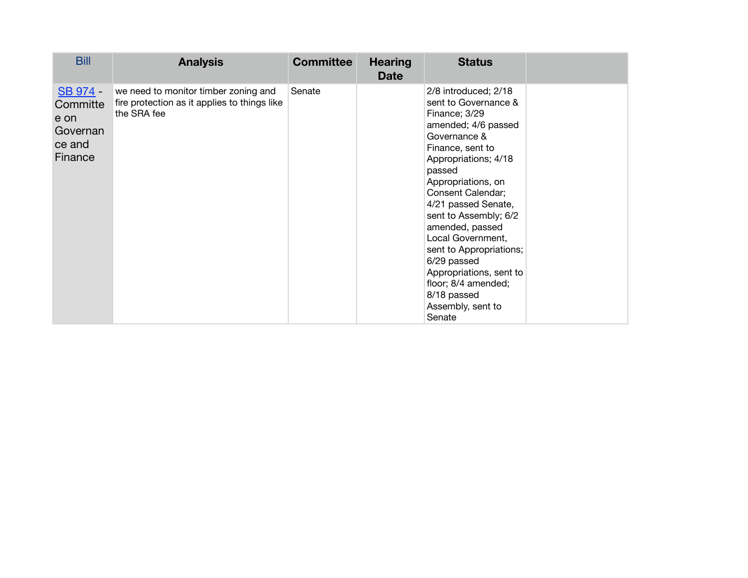| Bill | Analysis | Committee | Hearing Date | Status | |
|---|---|---|---|---|---|
| SB 974 - Committee on Governance and Finance | we need to monitor timber zoning and fire protection as it applies to things like the SRA fee | Senate | | 2/8 introduced; 2/18 sent to Governance & Finance; 3/29 amended; 4/6 passed Governance & Finance, sent to Appropriations; 4/18 passed Appropriations, on Consent Calendar; 4/21 passed Senate, sent to Assembly; 6/2 amended, passed Local Government, sent to Appropriations; 6/29 passed Appropriations, sent to floor; 8/4 amended; 8/18 passed Assembly, sent to Senate | |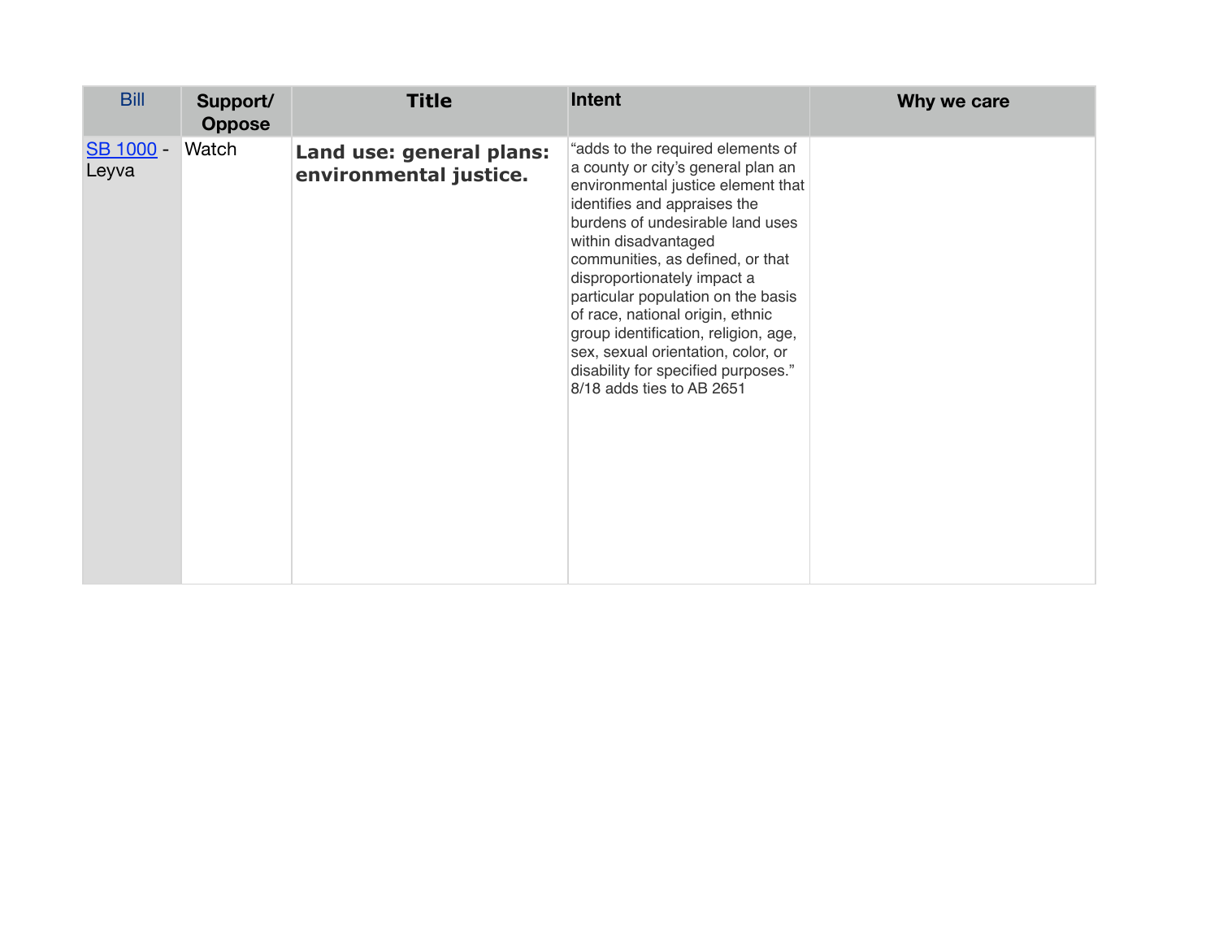| Bill | Support/ Oppose | Title | Intent | Why we care |
|---|---|---|---|---|
| [SB 1000](#) - Leyva | Watch | **Land use: general plans: environmental justice.** | "adds to the required elements of a county or city's general plan an environmental justice element that identifies and appraises the burdens of undesirable land uses within disadvantaged communities, as defined, or that disproportionately impact a particular population on the basis of race, national origin, ethnic group identification, religion, age, sex, sexual orientation, color, or disability for specified purposes." 8/18 adds ties to AB 2651 | |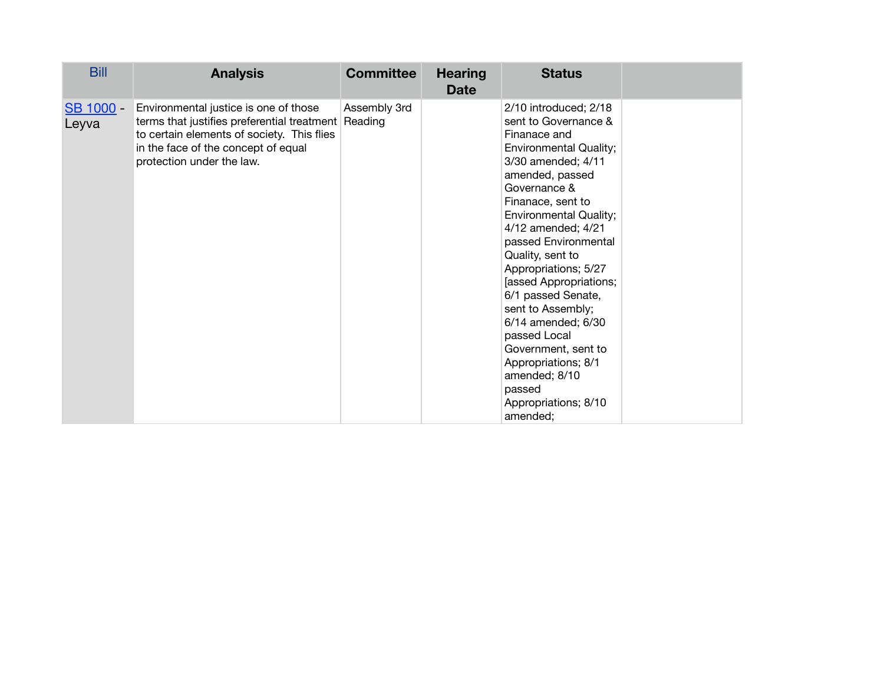| Bill | Analysis | Committee | Hearing Date | Status | |
|---|---|---|---|---|---|
| SB 1000 - Leyva | Environmental justice is one of those terms that justifies preferential treatment to certain elements of society. This flies in the face of the concept of equal protection under the law. | Assembly 3rd Reading | | 2/10 introduced; 2/18 sent to Governance & Finanace and Environmental Quality; 3/30 amended; 4/11 amended, passed Governance & Finanace, sent to Environmental Quality; 4/12 amended; 4/21 passed Environmental Quality, sent to Appropriations; 5/27 [assed Appropriations; 6/1 passed Senate, sent to Assembly; 6/14 amended; 6/30 passed Local Government, sent to Appropriations; 8/1 amended; 8/10 passed Appropriations; 8/10 amended; | |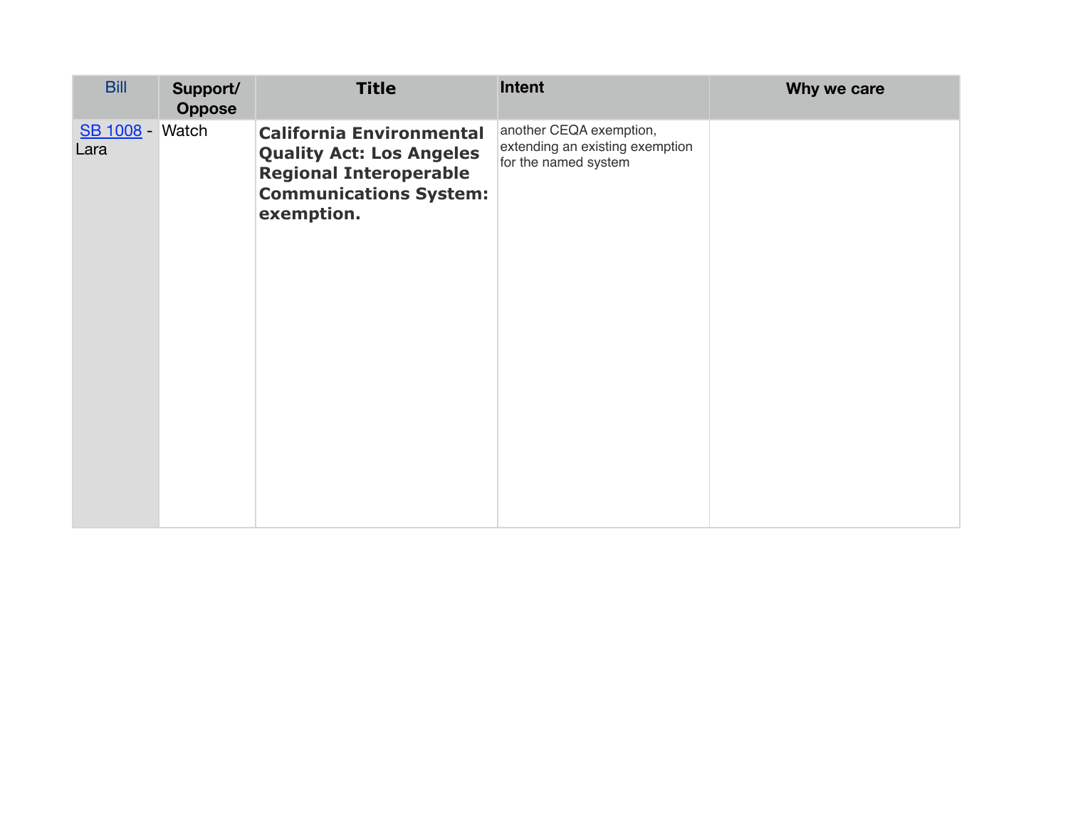| Bill | Support/ Oppose | Title | Intent | Why we care |
|---|---|---|---|---|
| SB 1008 - Lara | Watch | **California Environmental Quality Act: Los Angeles Regional Interoperable Communications System: exemption.** | another CEQA exemption, extending an existing exemption for the named system | |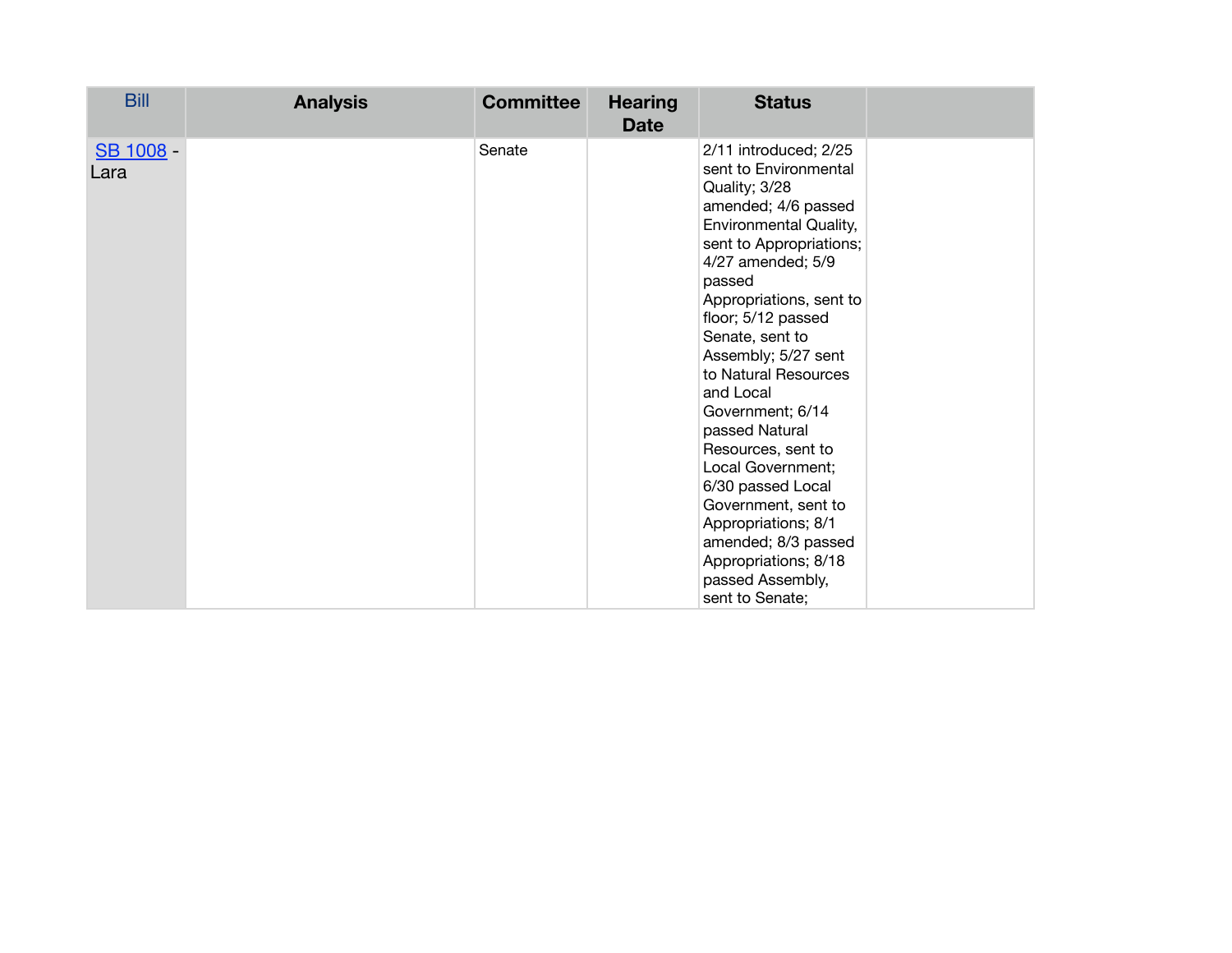| Bill | Analysis | Committee | Hearing Date | Status | |
|---|---|---|---|---|---|
| SB 1008 - Lara | | Senate | | 2/11 introduced; 2/25 sent to Environmental Quality; 3/28 amended; 4/6 passed Environmental Quality, sent to Appropriations; 4/27 amended; 5/9 passed Appropriations, sent to floor; 5/12 passed Senate, sent to Assembly; 5/27 sent to Natural Resources and Local Government; 6/14 passed Natural Resources, sent to Local Government; 6/30 passed Local Government, sent to Appropriations; 8/1 amended; 8/3 passed Appropriations; 8/18 passed Assembly, sent to Senate; | |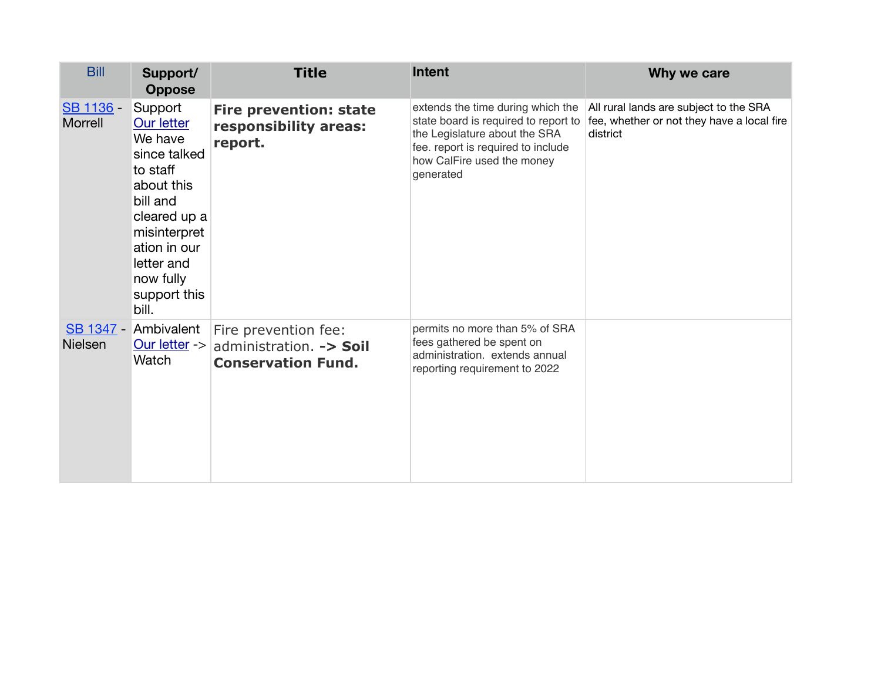| Bill | Support/ Oppose | Title | Intent | Why we care |
|---|---|---|---|---|
| SB 1136 - Morrell | Support Our letter We have since talked to staff about this bill and cleared up a misinterpretation in our letter and now fully support this bill. | **Fire prevention: state responsibility areas: report.** | extends the time during which the state board is required to report to the Legislature about the SRA fee. report is required to include how CalFire used the money generated | All rural lands are subject to the SRA fee, whether or not they have a local fire district |
| SB 1347 - Nielsen | Ambivalent Our letter -> Watch | Fire prevention fee: administration. **-> Soil Conservation Fund.** | permits no more than 5% of SRA fees gathered be spent on administration. extends annual reporting requirement to 2022 | |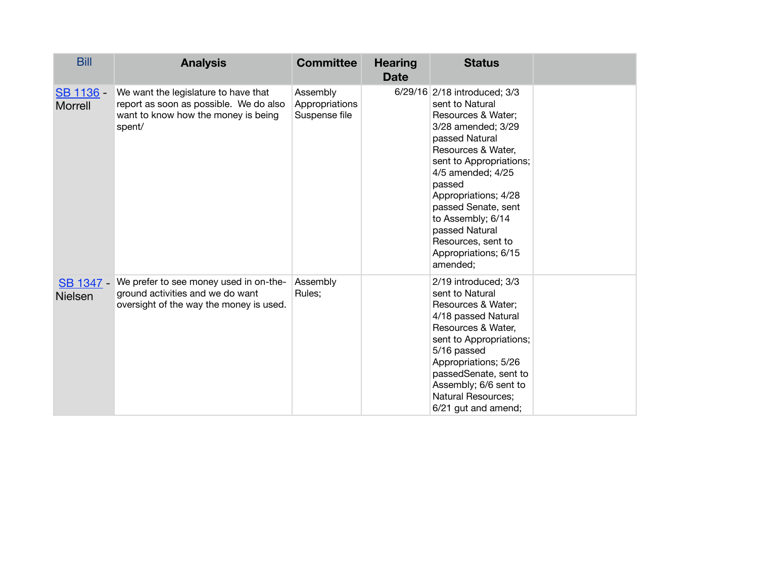| Bill | Analysis | Committee | Hearing Date | Status | |
|---|---|---|---|---|---|
| SB 1136 - Morrell | We want the legislature to have that report as soon as possible. We do also want to know how the money is being spent/ | Assembly Appropriations Suspense file | 6/29/16 | 2/18 introduced; 3/3 sent to Natural Resources & Water; 3/28 amended; 3/29 passed Natural Resources & Water, sent to Appropriations; 4/5 amended; 4/25 passed Appropriations; 4/28 passed Senate, sent to Assembly; 6/14 passed Natural Resources, sent to Appropriations; 6/15 amended; | |
| SB 1347 - Nielsen | We prefer to see money used in on-the-ground activities and we do want oversight of the way the money is used. | Assembly Rules; | | 2/19 introduced; 3/3 sent to Natural Resources & Water; 4/18 passed Natural Resources & Water, sent to Appropriations; 5/16 passed Appropriations; 5/26 passedSenate, sent to Assembly; 6/6 sent to Natural Resources; 6/21 gut and amend; | |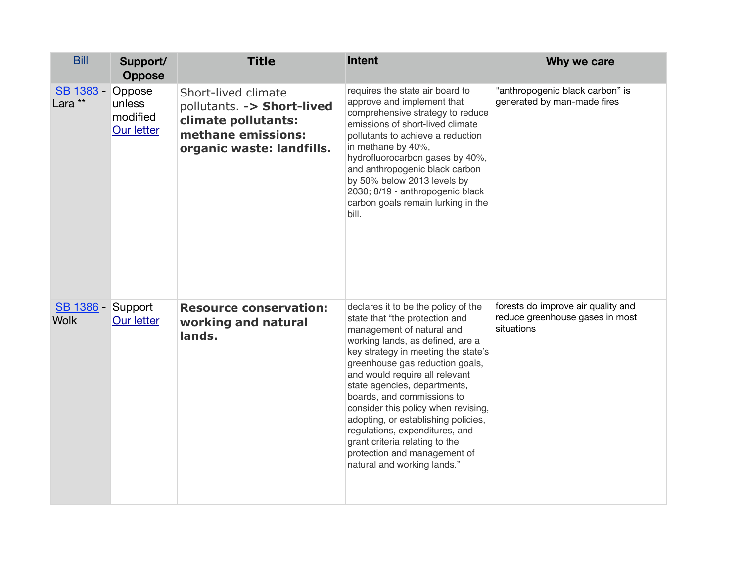| Bill | Support/ Oppose | Title | Intent | Why we care |
|---|---|---|---|---|
| SB 1383 - Lara ** | Oppose unless modified Our letter | Short-lived climate pollutants. **-> Short-lived climate pollutants: methane emissions: organic waste: landfills.** | requires the state air board to approve and implement that comprehensive strategy to reduce emissions of short-lived climate pollutants to achieve a reduction in methane by 40%, hydrofluorocarbon gases by 40%, and anthropogenic black carbon by 50% below 2013 levels by 2030; 8/19 - anthropogenic black carbon goals remain lurking in the bill. | "anthropogenic black carbon" is generated by man-made fires |
| SB 1386 - Wolk | Support Our letter | **Resource conservation: working and natural lands.** | declares it to be the policy of the state that "the protection and management of natural and working lands, as defined, are a key strategy in meeting the state's greenhouse gas reduction goals, and would require all relevant state agencies, departments, boards, and commissions to consider this policy when revising, adopting, or establishing policies, regulations, expenditures, and grant criteria relating to the protection and management of natural and working lands." | forests do improve air quality and reduce greenhouse gases in most situations |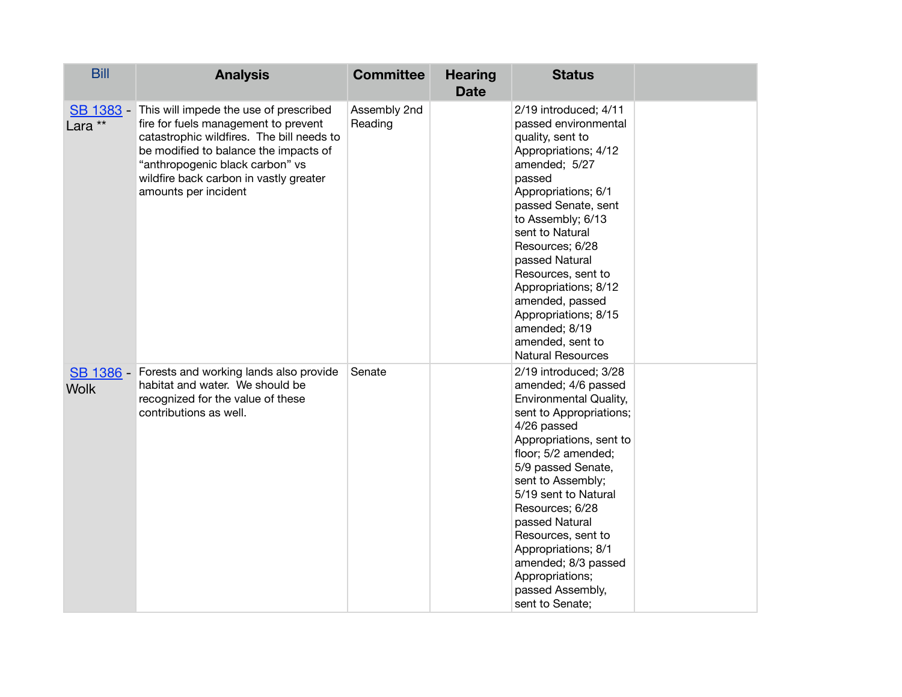| Bill | Analysis | Committee | Hearing Date | Status | |
|---|---|---|---|---|---|
| SB 1383 - Lara ** | This will impede the use of prescribed fire for fuels management to prevent catastrophic wildfires. The bill needs to be modified to balance the impacts of "anthropogenic black carbon" vs wildfire back carbon in vastly greater amounts per incident | Assembly 2nd Reading | | 2/19 introduced; 4/11 passed environmental quality, sent to Appropriations; 4/12 amended; 5/27 passed Appropriations; 6/1 passed Senate, sent to Assembly; 6/13 sent to Natural Resources; 6/28 passed Natural Resources, sent to Appropriations; 8/12 amended, passed Appropriations; 8/15 amended; 8/19 amended, sent to Natural Resources | |
| SB 1386 - Wolk | Forests and working lands also provide habitat and water. We should be recognized for the value of these contributions as well. | Senate | | 2/19 introduced; 3/28 amended; 4/6 passed Environmental Quality, sent to Appropriations; 4/26 passed Appropriations, sent to floor; 5/2 amended; 5/9 passed Senate, sent to Assembly; 5/19 sent to Natural Resources; 6/28 passed Natural Resources, sent to Appropriations; 8/1 amended; 8/3 passed Appropriations; passed Assembly, sent to Senate; | |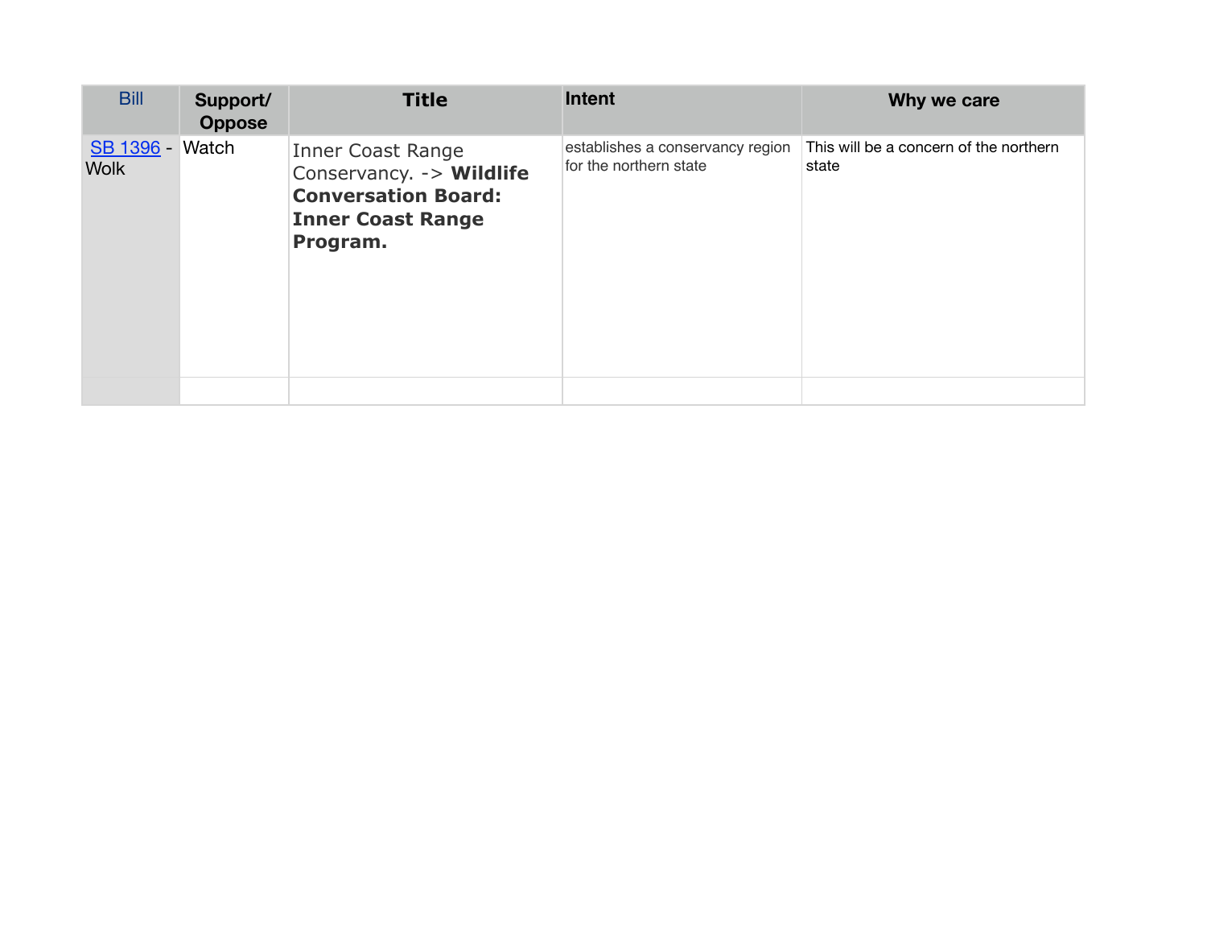| Bill | Support/ Oppose | Title | Intent | Why we care |
|---|---|---|---|---|
| SB 1396 - Wolk | Watch | Inner Coast Range Conservancy. -> **Wildlife Conversation Board: Inner Coast Range Program.** | establishes a conservancy region for the northern state | This will be a concern of the northern state |
| | | | | |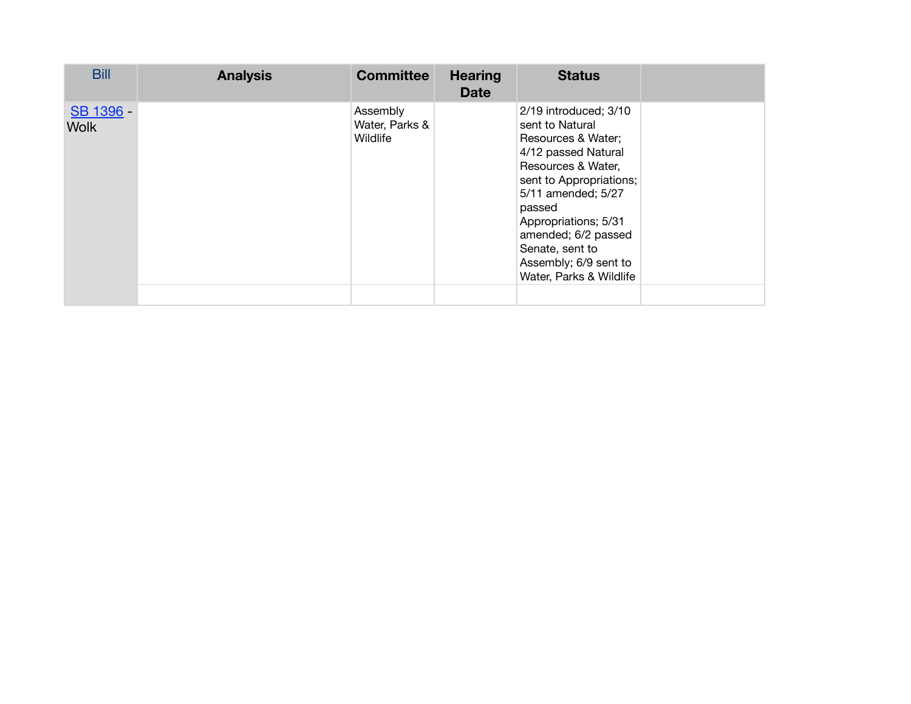| Bill | Analysis | Committee | Hearing Date | Status | |
|---|---|---|---|---|---|
| SB 1396 - Wolk | | Assembly Water, Parks & Wildlife | | 2/19 introduced; 3/10 sent to Natural Resources & Water; 4/12 passed Natural Resources & Water, sent to Appropriations; 5/11 amended; 5/27 passed Appropriations; 5/31 amended; 6/2 passed Senate, sent to Assembly; 6/9 sent to Water, Parks & Wildlife | |
| | | | | | |